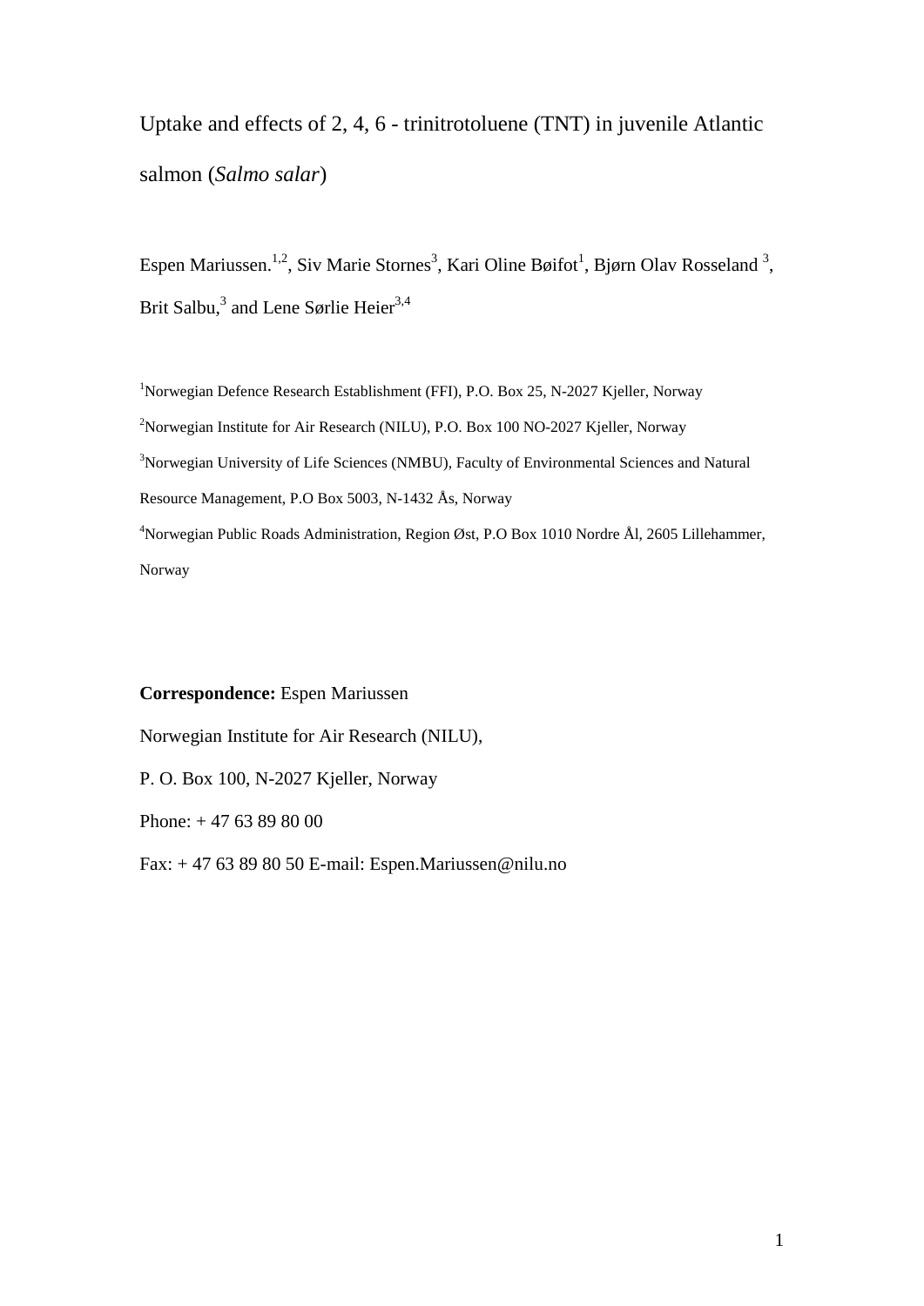# Uptake and effects of 2, 4, 6 - trinitrotoluene (TNT) in juvenile Atlantic salmon (*Salmo salar*)

Espen Mariussen.[1,2], Siv Marie Stornes[3], Kari Oline Bøifot[1], Bjørn Olav Rosseland [3], Brit Salbu,[3] and Lene Sørlie Heier[3,4]

[1]Norwegian Defence Research Establishment (FFI), P.O. Box 25, N-2027 Kjeller, Norway

[2]Norwegian Institute for Air Research (NILU), P.O. Box 100 NO-2027 Kjeller, Norway

[3]Norwegian University of Life Sciences (NMBU), Faculty of Environmental Sciences and Natural Resource Management, P.O Box 5003, N-1432 Ås, Norway

[4]Norwegian Public Roads Administration, Region Øst, P.O Box 1010 Nordre Ål, 2605 Lillehammer, Norway

**Correspondence:** Espen Mariussen

Norwegian Institute for Air Research (NILU),

P. O. Box 100, N-2027 Kjeller, Norway

Phone: + 47 63 89 80 00

Fax: + 47 63 89 80 50 E-mail: Espen.Mariussen@nilu.no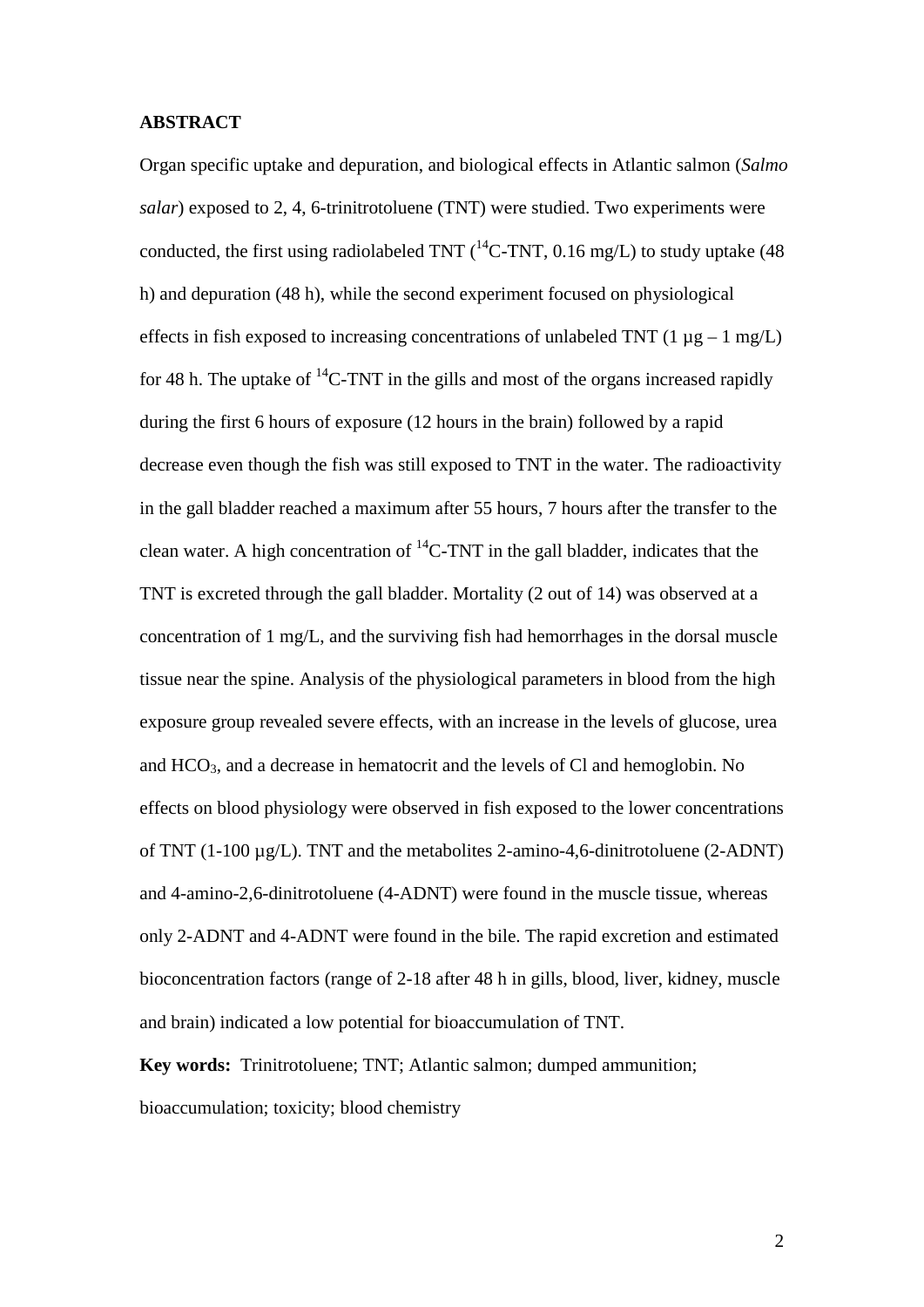## ABSTRACT

Organ specific uptake and depuration, and biological effects in Atlantic salmon (*Salmo salar*) exposed to 2, 4, 6-trinitrotoluene (TNT) were studied. Two experiments were conducted, the first using radiolabeled TNT ($^{14}C$-TNT, 0.16 mg/L) to study uptake (48 h) and depuration (48 h), while the second experiment focused on physiological effects in fish exposed to increasing concentrations of unlabeled TNT (1 µg – 1 mg/L) for 48 h. The uptake of $^{14}C$-TNT in the gills and most of the organs increased rapidly during the first 6 hours of exposure (12 hours in the brain) followed by a rapid decrease even though the fish was still exposed to TNT in the water. The radioactivity in the gall bladder reached a maximum after 55 hours, 7 hours after the transfer to the clean water. A high concentration of $^{14}C$-TNT in the gall bladder, indicates that the TNT is excreted through the gall bladder. Mortality (2 out of 14) was observed at a concentration of 1 mg/L, and the surviving fish had hemorrhages in the dorsal muscle tissue near the spine. Analysis of the physiological parameters in blood from the high exposure group revealed severe effects, with an increase in the levels of glucose, urea and $HCO_3$, and a decrease in hematocrit and the levels of Cl and hemoglobin. No effects on blood physiology were observed in fish exposed to the lower concentrations of TNT (1-100 µg/L). TNT and the metabolites 2-amino-4,6-dinitrotoluene (2-ADNT) and 4-amino-2,6-dinitrotoluene (4-ADNT) were found in the muscle tissue, whereas only 2-ADNT and 4-ADNT were found in the bile. The rapid excretion and estimated bioconcentration factors (range of 2-18 after 48 h in gills, blood, liver, kidney, muscle and brain) indicated a low potential for bioaccumulation of TNT.

**Key words:** Trinitrotoluene; TNT; Atlantic salmon; dumped ammunition; bioaccumulation; toxicity; blood chemistry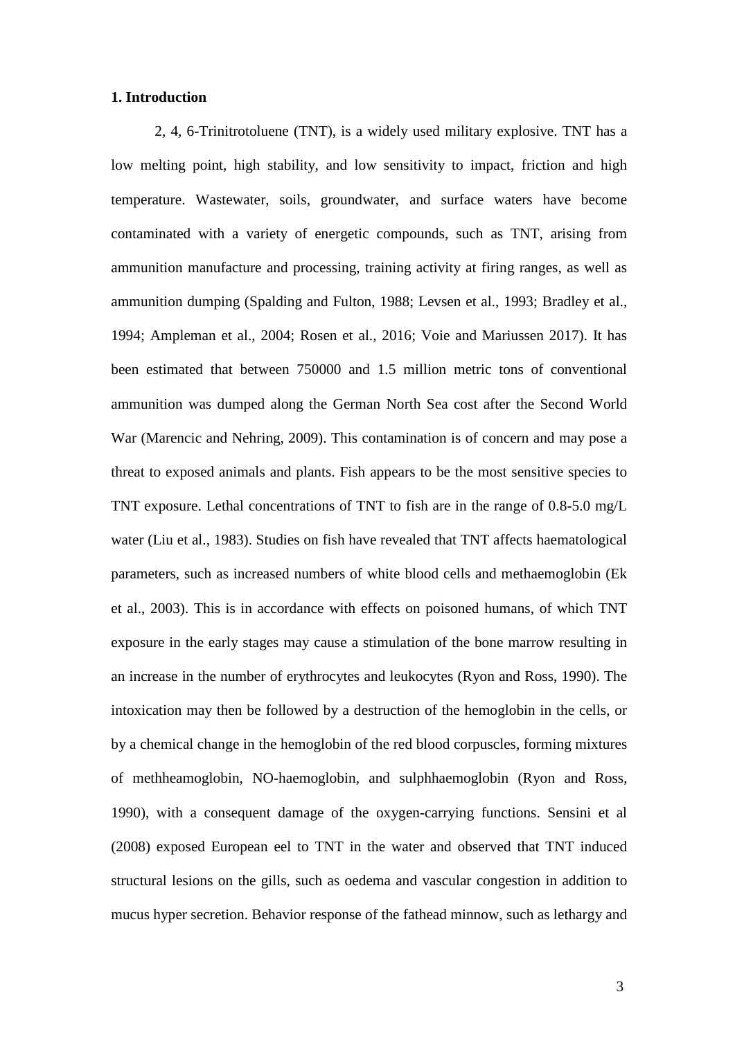## 1. Introduction

2, 4, 6-Trinitrotoluene (TNT), is a widely used military explosive. TNT has a low melting point, high stability, and low sensitivity to impact, friction and high temperature. Wastewater, soils, groundwater, and surface waters have become contaminated with a variety of energetic compounds, such as TNT, arising from ammunition manufacture and processing, training activity at firing ranges, as well as ammunition dumping (Spalding and Fulton, 1988; Levsen et al., 1993; Bradley et al., 1994; Ampleman et al., 2004; Rosen et al., 2016; Voie and Mariussen 2017). It has been estimated that between 750000 and 1.5 million metric tons of conventional ammunition was dumped along the German North Sea cost after the Second World War (Marencic and Nehring, 2009). This contamination is of concern and may pose a threat to exposed animals and plants. Fish appears to be the most sensitive species to TNT exposure. Lethal concentrations of TNT to fish are in the range of 0.8-5.0 mg/L water (Liu et al., 1983). Studies on fish have revealed that TNT affects haematological parameters, such as increased numbers of white blood cells and methaemoglobin (Ek et al., 2003). This is in accordance with effects on poisoned humans, of which TNT exposure in the early stages may cause a stimulation of the bone marrow resulting in an increase in the number of erythrocytes and leukocytes (Ryon and Ross, 1990). The intoxication may then be followed by a destruction of the hemoglobin in the cells, or by a chemical change in the hemoglobin of the red blood corpuscles, forming mixtures of methheamoglobin, NO-haemoglobin, and sulphhaemoglobin (Ryon and Ross, 1990), with a consequent damage of the oxygen-carrying functions. Sensini et al (2008) exposed European eel to TNT in the water and observed that TNT induced structural lesions on the gills, such as oedema and vascular congestion in addition to mucus hyper secretion. Behavior response of the fathead minnow, such as lethargy and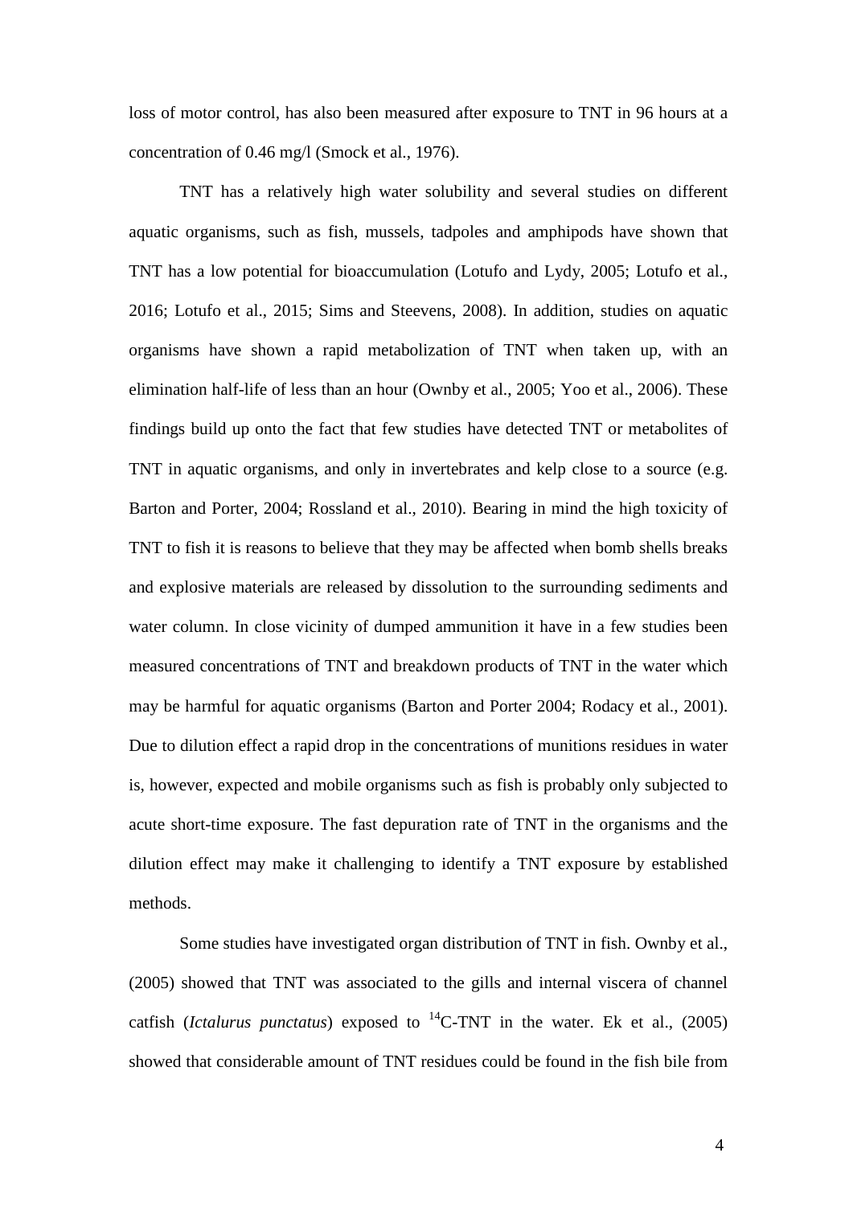loss of motor control, has also been measured after exposure to TNT in 96 hours at a concentration of 0.46 mg/l (Smock et al., 1976).

TNT has a relatively high water solubility and several studies on different aquatic organisms, such as fish, mussels, tadpoles and amphipods have shown that TNT has a low potential for bioaccumulation (Lotufo and Lydy, 2005; Lotufo et al., 2016; Lotufo et al., 2015; Sims and Steevens, 2008). In addition, studies on aquatic organisms have shown a rapid metabolization of TNT when taken up, with an elimination half-life of less than an hour (Ownby et al., 2005; Yoo et al., 2006). These findings build up onto the fact that few studies have detected TNT or metabolites of TNT in aquatic organisms, and only in invertebrates and kelp close to a source (e.g. Barton and Porter, 2004; Rossland et al., 2010). Bearing in mind the high toxicity of TNT to fish it is reasons to believe that they may be affected when bomb shells breaks and explosive materials are released by dissolution to the surrounding sediments and water column. In close vicinity of dumped ammunition it have in a few studies been measured concentrations of TNT and breakdown products of TNT in the water which may be harmful for aquatic organisms (Barton and Porter 2004; Rodacy et al., 2001). Due to dilution effect a rapid drop in the concentrations of munitions residues in water is, however, expected and mobile organisms such as fish is probably only subjected to acute short-time exposure. The fast depuration rate of TNT in the organisms and the dilution effect may make it challenging to identify a TNT exposure by established methods.

Some studies have investigated organ distribution of TNT in fish. Ownby et al., (2005) showed that TNT was associated to the gills and internal viscera of channel catfish (*Ictalurus punctatus*) exposed to $^{14}$C-TNT in the water. Ek et al., (2005) showed that considerable amount of TNT residues could be found in the fish bile from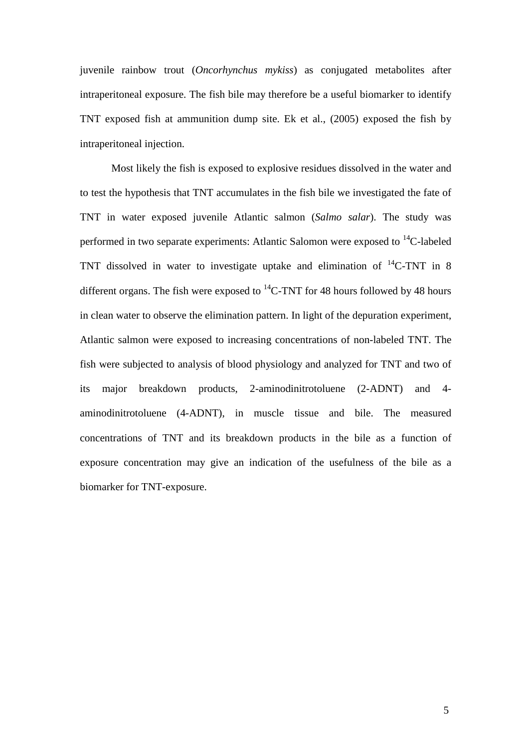juvenile rainbow trout (*Oncorhynchus mykiss*) as conjugated metabolites after intraperitoneal exposure. The fish bile may therefore be a useful biomarker to identify TNT exposed fish at ammunition dump site. Ek et al., (2005) exposed the fish by intraperitoneal injection.

Most likely the fish is exposed to explosive residues dissolved in the water and to test the hypothesis that TNT accumulates in the fish bile we investigated the fate of TNT in water exposed juvenile Atlantic salmon (*Salmo salar*). The study was performed in two separate experiments: Atlantic Salomon were exposed to $^{14}$C-labeled TNT dissolved in water to investigate uptake and elimination of $^{14}$C-TNT in 8 different organs. The fish were exposed to $^{14}$C-TNT for 48 hours followed by 48 hours in clean water to observe the elimination pattern. In light of the depuration experiment, Atlantic salmon were exposed to increasing concentrations of non-labeled TNT. The fish were subjected to analysis of blood physiology and analyzed for TNT and two of its major breakdown products, 2-aminodinitrotoluene (2-ADNT) and 4-aminodinitrotoluene (4-ADNT), in muscle tissue and bile. The measured concentrations of TNT and its breakdown products in the bile as a function of exposure concentration may give an indication of the usefulness of the bile as a biomarker for TNT-exposure.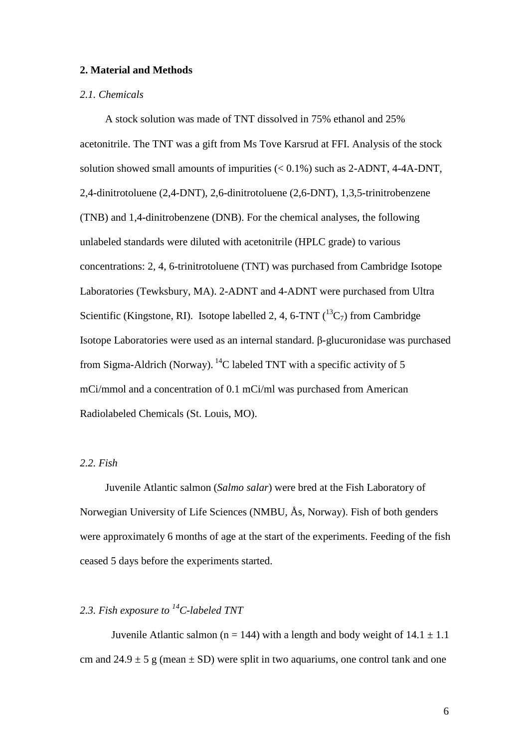## 2. Material and Methods

### *2.1. Chemicals*

A stock solution was made of TNT dissolved in 75% ethanol and 25% acetonitrile. The TNT was a gift from Ms Tove Karsrud at FFI. Analysis of the stock solution showed small amounts of impurities (< 0.1%) such as 2-ADNT, 4-4A-DNT, 2,4-dinitrotoluene (2,4-DNT), 2,6-dinitrotoluene (2,6-DNT), 1,3,5-trinitrobenzene (TNB) and 1,4-dinitrobenzene (DNB). For the chemical analyses, the following unlabeled standards were diluted with acetonitrile (HPLC grade) to various concentrations: 2, 4, 6-trinitrotoluene (TNT) was purchased from Cambridge Isotope Laboratories (Tewksbury, MA). 2-ADNT and 4-ADNT were purchased from Ultra Scientific (Kingstone, RI). Isotope labelled 2, 4, 6-TNT ($^{13}C_7$) from Cambridge Isotope Laboratories were used as an internal standard. β-glucuronidase was purchased from Sigma-Aldrich (Norway). $^{14}$C labeled TNT with a specific activity of 5 mCi/mmol and a concentration of 0.1 mCi/ml was purchased from American Radiolabeled Chemicals (St. Louis, MO).

### *2.2. Fish*

Juvenile Atlantic salmon (*Salmo salar*) were bred at the Fish Laboratory of Norwegian University of Life Sciences (NMBU, Ås, Norway). Fish of both genders were approximately 6 months of age at the start of the experiments. Feeding of the fish ceased 5 days before the experiments started.

### *2.3. Fish exposure to $^{14}$C-labeled TNT*

Juvenile Atlantic salmon (n = 144) with a length and body weight of 14.1 ± 1.1 cm and 24.9 ± 5 g (mean ± SD) were split in two aquariums, one control tank and one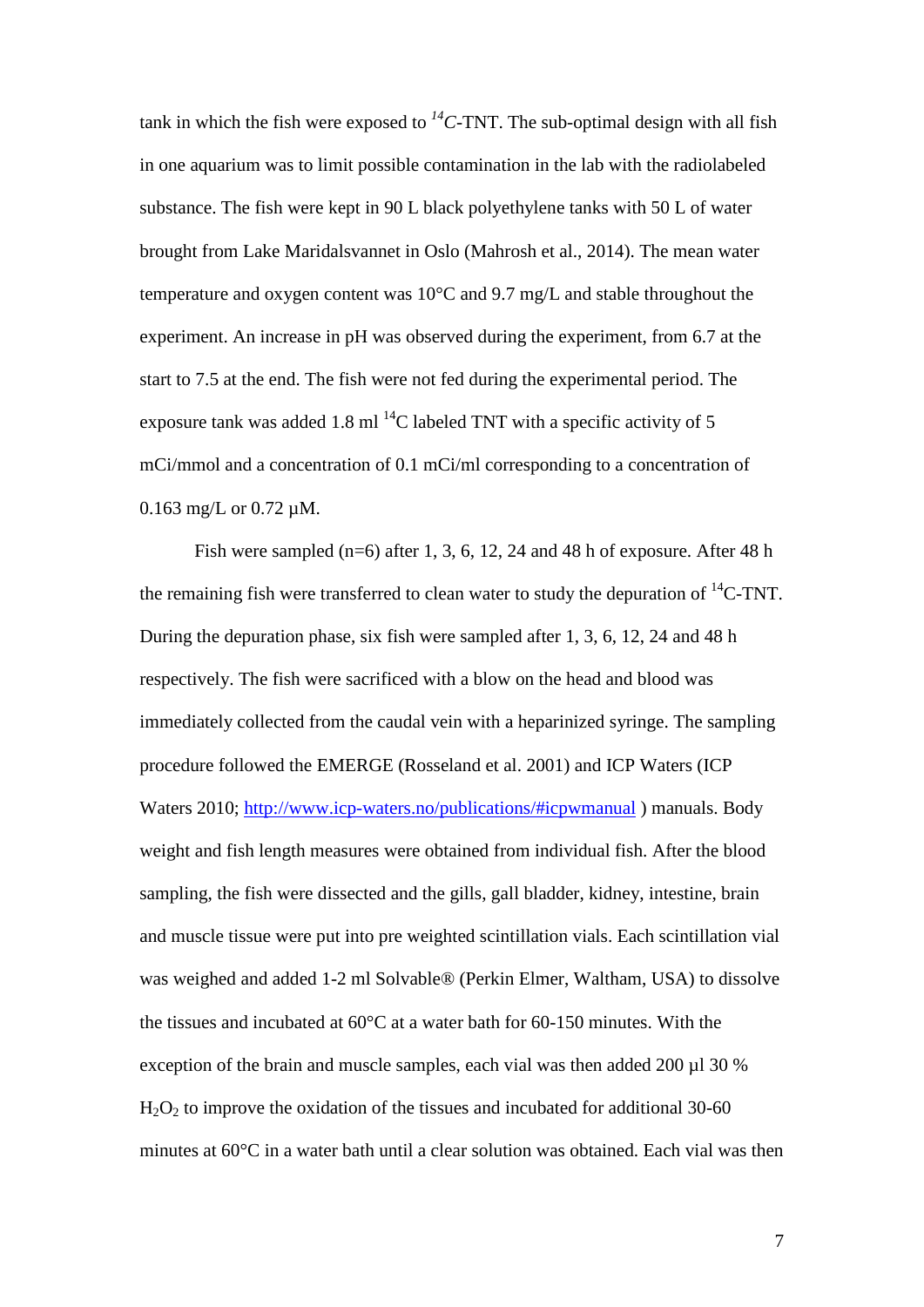tank in which the fish were exposed to *$^{14}C$*-TNT. The sub-optimal design with all fish in one aquarium was to limit possible contamination in the lab with the radiolabeled substance. The fish were kept in 90 L black polyethylene tanks with 50 L of water brought from Lake Maridalsvannet in Oslo (Mahrosh et al., 2014). The mean water temperature and oxygen content was 10°C and 9.7 mg/L and stable throughout the experiment. An increase in pH was observed during the experiment, from 6.7 at the start to 7.5 at the end. The fish were not fed during the experimental period. The exposure tank was added 1.8 ml $^{14}C$ labeled TNT with a specific activity of 5 mCi/mmol and a concentration of 0.1 mCi/ml corresponding to a concentration of 0.163 mg/L or 0.72 µM.

Fish were sampled (n=6) after 1, 3, 6, 12, 24 and 48 h of exposure. After 48 h the remaining fish were transferred to clean water to study the depuration of $^{14}C$-TNT. During the depuration phase, six fish were sampled after 1, 3, 6, 12, 24 and 48 h respectively. The fish were sacrificed with a blow on the head and blood was immediately collected from the caudal vein with a heparinized syringe. The sampling procedure followed the EMERGE (Rosseland et al. 2001) and ICP Waters (ICP Waters 2010; http://www.icp-waters.no/publications/#icpwmanual ) manuals. Body weight and fish length measures were obtained from individual fish. After the blood sampling, the fish were dissected and the gills, gall bladder, kidney, intestine, brain and muscle tissue were put into pre weighted scintillation vials. Each scintillation vial was weighed and added 1-2 ml Solvable® (Perkin Elmer, Waltham, USA) to dissolve the tissues and incubated at 60°C at a water bath for 60-150 minutes. With the exception of the brain and muscle samples, each vial was then added 200 µl 30 % $H_2O_2$ to improve the oxidation of the tissues and incubated for additional 30-60 minutes at 60°C in a water bath until a clear solution was obtained. Each vial was then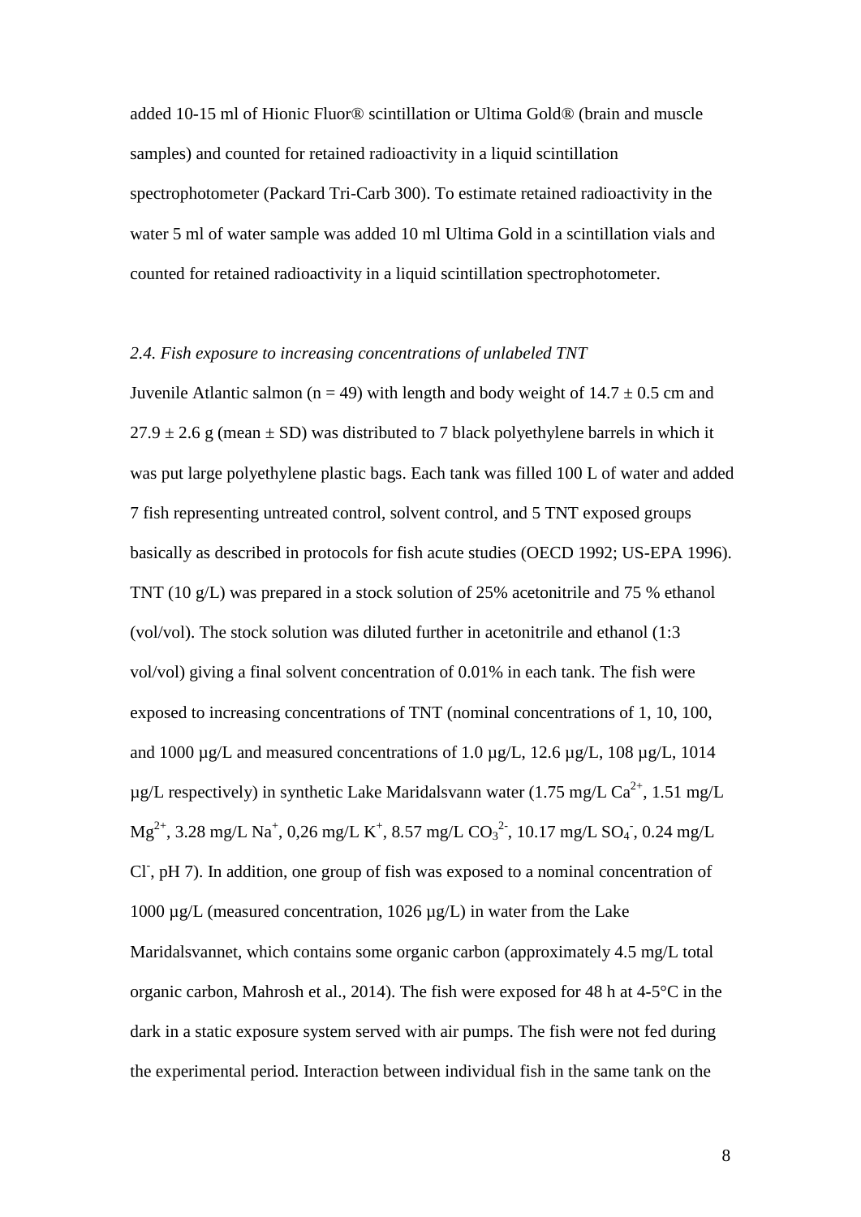added 10-15 ml of Hionic Fluor® scintillation or Ultima Gold® (brain and muscle samples) and counted for retained radioactivity in a liquid scintillation spectrophotometer (Packard Tri-Carb 300). To estimate retained radioactivity in the water 5 ml of water sample was added 10 ml Ultima Gold in a scintillation vials and counted for retained radioactivity in a liquid scintillation spectrophotometer.

### *2.4. Fish exposure to increasing concentrations of unlabeled TNT*

Juvenile Atlantic salmon ($n = 49$) with length and body weight of $14.7 \pm 0.5$ cm and $27.9 \pm 2.6$ g (mean ± SD) was distributed to 7 black polyethylene barrels in which it was put large polyethylene plastic bags. Each tank was filled 100 L of water and added 7 fish representing untreated control, solvent control, and 5 TNT exposed groups basically as described in protocols for fish acute studies (OECD 1992; US-EPA 1996). TNT (10 g/L) was prepared in a stock solution of 25% acetonitrile and 75 % ethanol (vol/vol). The stock solution was diluted further in acetonitrile and ethanol (1:3 vol/vol) giving a final solvent concentration of 0.01% in each tank. The fish were exposed to increasing concentrations of TNT (nominal concentrations of 1, 10, 100, and 1000 µg/L and measured concentrations of 1.0 µg/L, 12.6 µg/L, 108 µg/L, 1014 µg/L respectively) in synthetic Lake Maridalsvann water (1.75 mg/L $Ca^{2+}$, 1.51 mg/L $Mg^{2+}$, 3.28 mg/L $Na^{+}$, 0,26 mg/L $K^{+}$, 8.57 mg/L $CO_3^{2-}$, 10.17 mg/L $SO_4^{-}$, 0.24 mg/L $Cl^{-}$, pH 7). In addition, one group of fish was exposed to a nominal concentration of 1000 µg/L (measured concentration, 1026 µg/L) in water from the Lake Maridalsvannet, which contains some organic carbon (approximately 4.5 mg/L total organic carbon, Mahrosh et al., 2014). The fish were exposed for 48 h at 4-5°C in the dark in a static exposure system served with air pumps. The fish were not fed during the experimental period. Interaction between individual fish in the same tank on the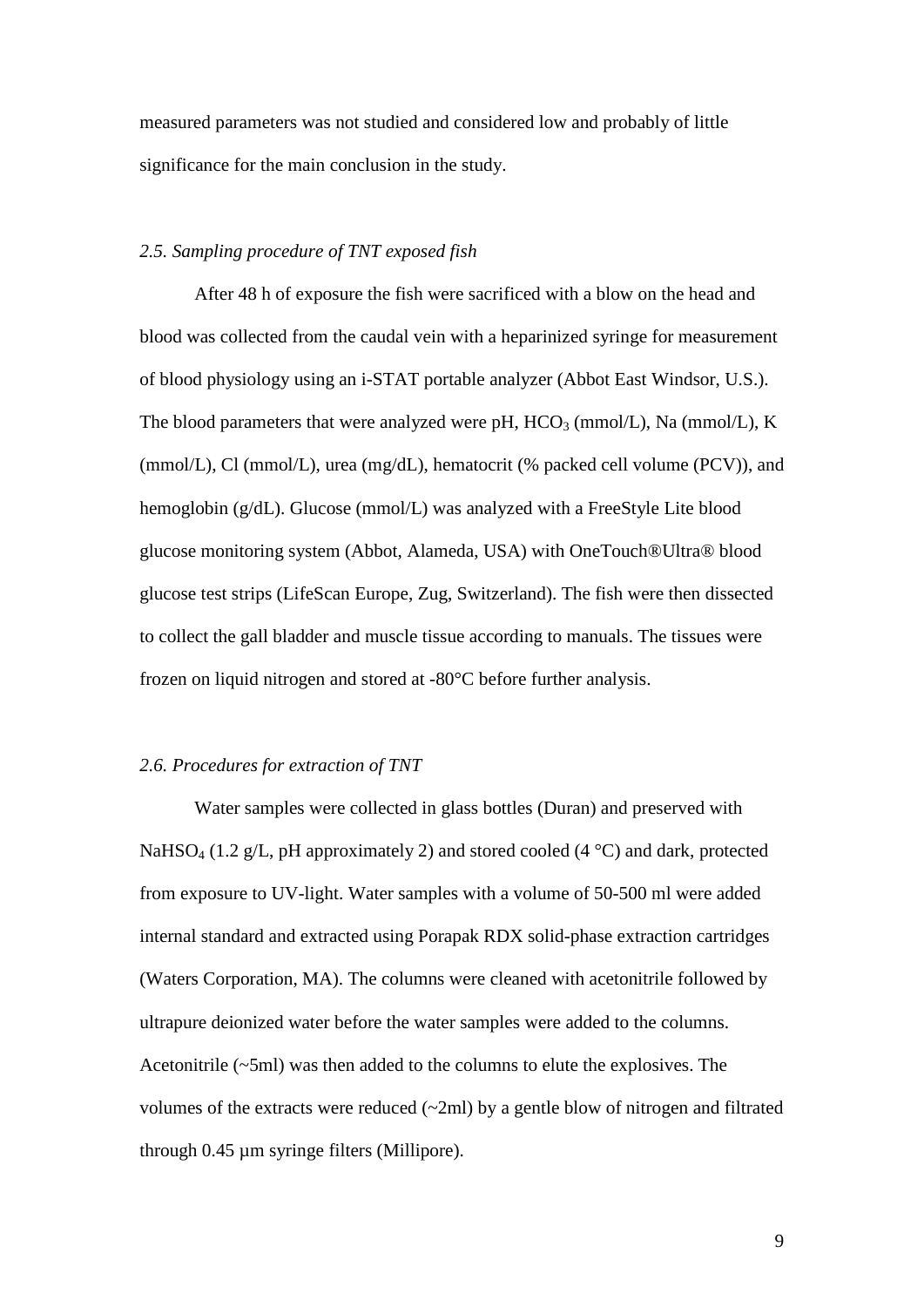measured parameters was not studied and considered low and probably of little significance for the main conclusion in the study.

### *2.5. Sampling procedure of TNT exposed fish*

After 48 h of exposure the fish were sacrificed with a blow on the head and blood was collected from the caudal vein with a heparinized syringe for measurement of blood physiology using an i-STAT portable analyzer (Abbot East Windsor, U.S.). The blood parameters that were analyzed were pH, $HCO_3$ (mmol/L), Na (mmol/L), K (mmol/L), Cl (mmol/L), urea (mg/dL), hematocrit (% packed cell volume (PCV)), and hemoglobin (g/dL). Glucose (mmol/L) was analyzed with a FreeStyle Lite blood glucose monitoring system (Abbot, Alameda, USA) with OneTouch®Ultra® blood glucose test strips (LifeScan Europe, Zug, Switzerland). The fish were then dissected to collect the gall bladder and muscle tissue according to manuals. The tissues were frozen on liquid nitrogen and stored at -80°C before further analysis.

### *2.6. Procedures for extraction of TNT*

Water samples were collected in glass bottles (Duran) and preserved with $NaHSO_4$ (1.2 g/L, pH approximately 2) and stored cooled (4 °C) and dark, protected from exposure to UV-light. Water samples with a volume of 50-500 ml were added internal standard and extracted using Porapak RDX solid-phase extraction cartridges (Waters Corporation, MA). The columns were cleaned with acetonitrile followed by ultrapure deionized water before the water samples were added to the columns. Acetonitrile (~5ml) was then added to the columns to elute the explosives. The volumes of the extracts were reduced (~2ml) by a gentle blow of nitrogen and filtrated through 0.45 µm syringe filters (Millipore).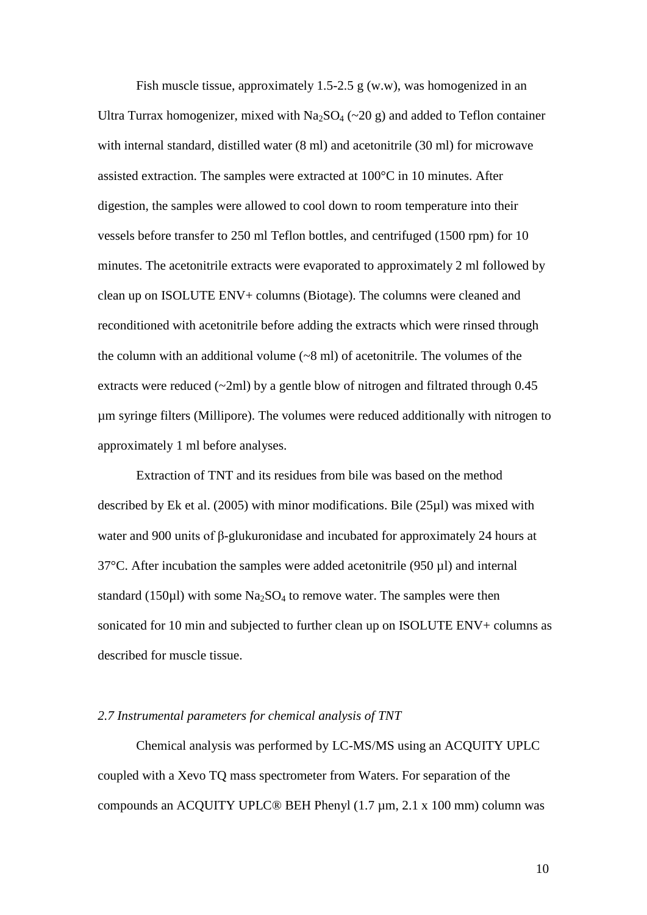Fish muscle tissue, approximately 1.5-2.5 g (w.w), was homogenized in an Ultra Turrax homogenizer, mixed with $Na_2SO_4$ (~20 g) and added to Teflon container with internal standard, distilled water (8 ml) and acetonitrile (30 ml) for microwave assisted extraction. The samples were extracted at 100°C in 10 minutes. After digestion, the samples were allowed to cool down to room temperature into their vessels before transfer to 250 ml Teflon bottles, and centrifuged (1500 rpm) for 10 minutes. The acetonitrile extracts were evaporated to approximately 2 ml followed by clean up on ISOLUTE ENV+ columns (Biotage). The columns were cleaned and reconditioned with acetonitrile before adding the extracts which were rinsed through the column with an additional volume (~8 ml) of acetonitrile. The volumes of the extracts were reduced (~2ml) by a gentle blow of nitrogen and filtrated through 0.45 µm syringe filters (Millipore). The volumes were reduced additionally with nitrogen to approximately 1 ml before analyses.

Extraction of TNT and its residues from bile was based on the method described by Ek et al. (2005) with minor modifications. Bile (25µl) was mixed with water and 900 units of β-glukuronidase and incubated for approximately 24 hours at 37°C. After incubation the samples were added acetonitrile (950 µl) and internal standard (150µl) with some $Na_2SO_4$ to remove water. The samples were then sonicated for 10 min and subjected to further clean up on ISOLUTE ENV+ columns as described for muscle tissue.

*2.7 Instrumental parameters for chemical analysis of TNT*

Chemical analysis was performed by LC-MS/MS using an ACQUITY UPLC coupled with a Xevo TQ mass spectrometer from Waters. For separation of the compounds an ACQUITY UPLC® BEH Phenyl (1.7 µm, 2.1 x 100 mm) column was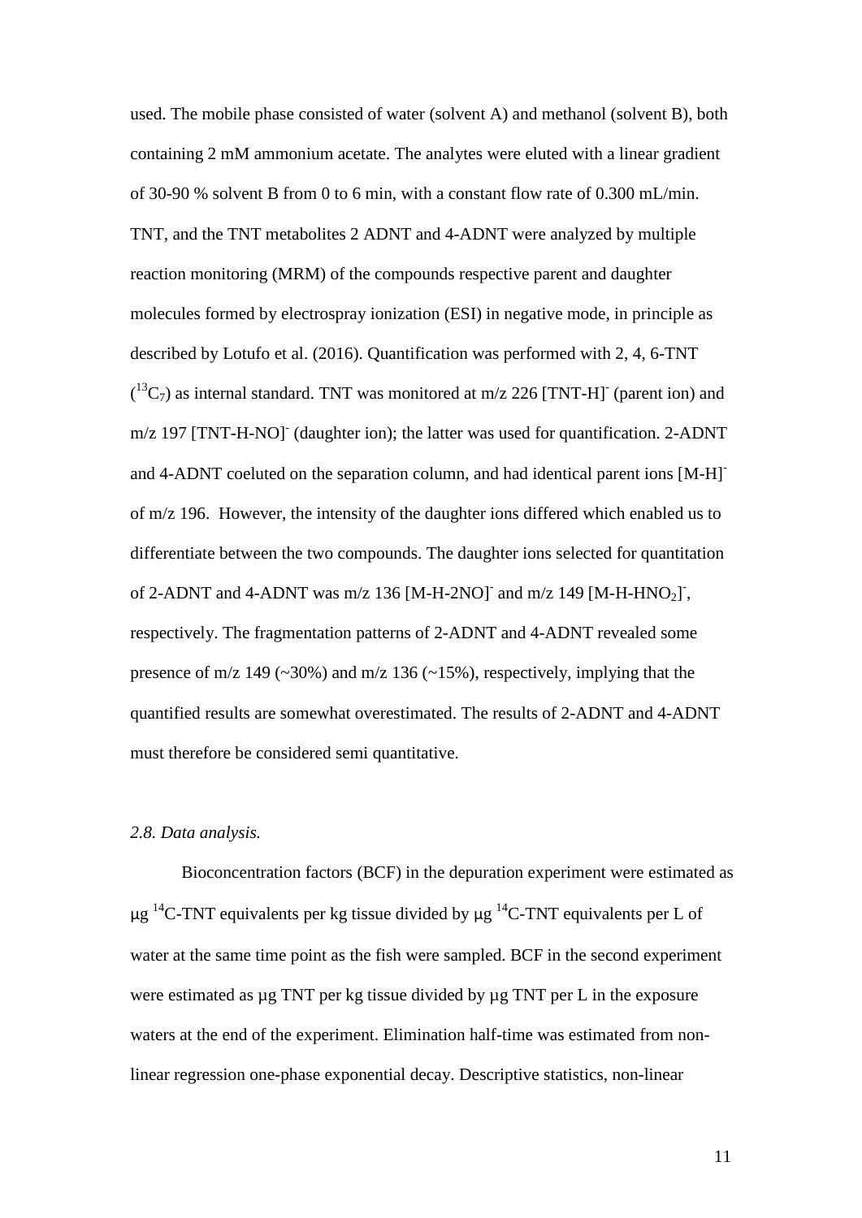used. The mobile phase consisted of water (solvent A) and methanol (solvent B), both containing 2 mM ammonium acetate. The analytes were eluted with a linear gradient of 30-90 % solvent B from 0 to 6 min, with a constant flow rate of 0.300 mL/min. TNT, and the TNT metabolites 2 ADNT and 4-ADNT were analyzed by multiple reaction monitoring (MRM) of the compounds respective parent and daughter molecules formed by electrospray ionization (ESI) in negative mode, in principle as described by Lotufo et al. (2016). Quantification was performed with 2, 4, 6-TNT ($^{13}C_7$) as internal standard. TNT was monitored at m/z 226 $[TNT\text{-}H]^-$ (parent ion) and m/z 197 $[TNT\text{-}H\text{-}NO]^-$ (daughter ion); the latter was used for quantification. 2-ADNT and 4-ADNT coeluted on the separation column, and had identical parent ions $[M\text{-}H]^-$ of m/z 196. However, the intensity of the daughter ions differed which enabled us to differentiate between the two compounds. The daughter ions selected for quantitation of 2-ADNT and 4-ADNT was m/z 136 $[M\text{-}H\text{-}2NO]^-$ and m/z 149 $[M\text{-}H\text{-}HNO_2]^-$, respectively. The fragmentation patterns of 2-ADNT and 4-ADNT revealed some presence of m/z 149 (~30%) and m/z 136 (~15%), respectively, implying that the quantified results are somewhat overestimated. The results of 2-ADNT and 4-ADNT must therefore be considered semi quantitative.

### *2.8. Data analysis.*

Bioconcentration factors (BCF) in the depuration experiment were estimated as µg $^{14}C$-TNT equivalents per kg tissue divided by µg $^{14}C$-TNT equivalents per L of water at the same time point as the fish were sampled. BCF in the second experiment were estimated as µg TNT per kg tissue divided by µg TNT per L in the exposure waters at the end of the experiment. Elimination half-time was estimated from non-linear regression one-phase exponential decay. Descriptive statistics, non-linear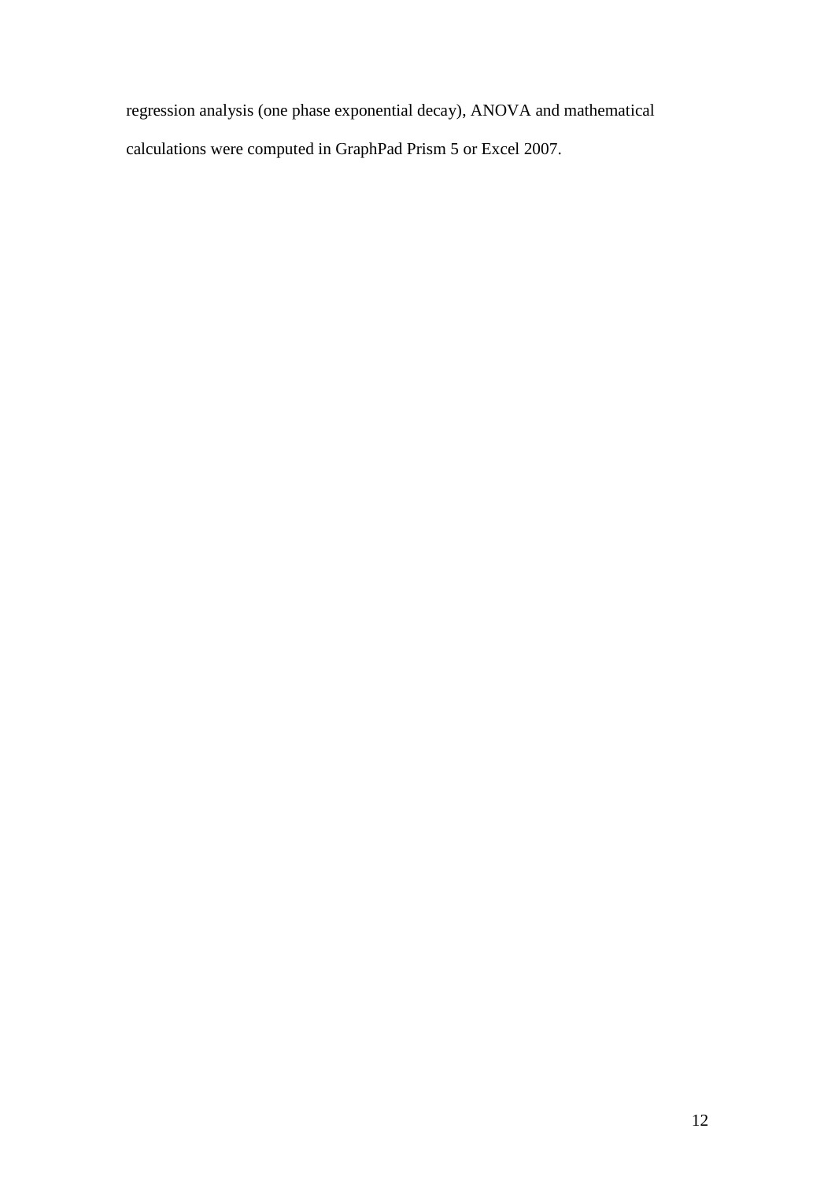regression analysis (one phase exponential decay), ANOVA and mathematical calculations were computed in GraphPad Prism 5 or Excel 2007.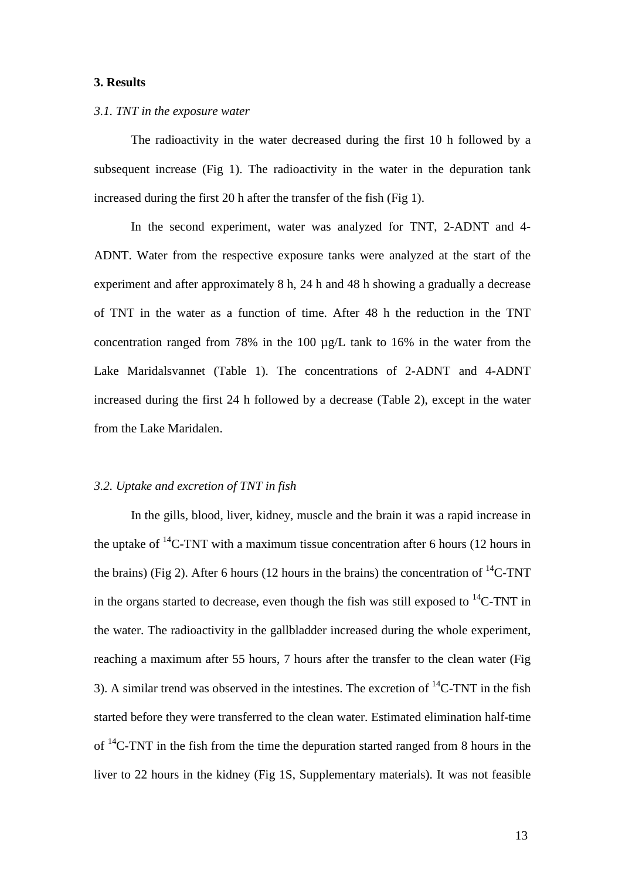## 3. Results

### *3.1. TNT in the exposure water*

The radioactivity in the water decreased during the first 10 h followed by a subsequent increase (Fig 1). The radioactivity in the water in the depuration tank increased during the first 20 h after the transfer of the fish (Fig 1).

In the second experiment, water was analyzed for TNT, 2-ADNT and 4-ADNT. Water from the respective exposure tanks were analyzed at the start of the experiment and after approximately 8 h, 24 h and 48 h showing a gradually a decrease of TNT in the water as a function of time. After 48 h the reduction in the TNT concentration ranged from 78% in the 100 µg/L tank to 16% in the water from the Lake Maridalsvannet (Table 1). The concentrations of 2-ADNT and 4-ADNT increased during the first 24 h followed by a decrease (Table 2), except in the water from the Lake Maridalen.

### *3.2. Uptake and excretion of TNT in fish*

In the gills, blood, liver, kidney, muscle and the brain it was a rapid increase in the uptake of $^{14}$C-TNT with a maximum tissue concentration after 6 hours (12 hours in the brains) (Fig 2). After 6 hours (12 hours in the brains) the concentration of $^{14}$C-TNT in the organs started to decrease, even though the fish was still exposed to $^{14}$C-TNT in the water. The radioactivity in the gallbladder increased during the whole experiment, reaching a maximum after 55 hours, 7 hours after the transfer to the clean water (Fig 3). A similar trend was observed in the intestines. The excretion of $^{14}$C-TNT in the fish started before they were transferred to the clean water. Estimated elimination half-time of $^{14}$C-TNT in the fish from the time the depuration started ranged from 8 hours in the liver to 22 hours in the kidney (Fig 1S, Supplementary materials). It was not feasible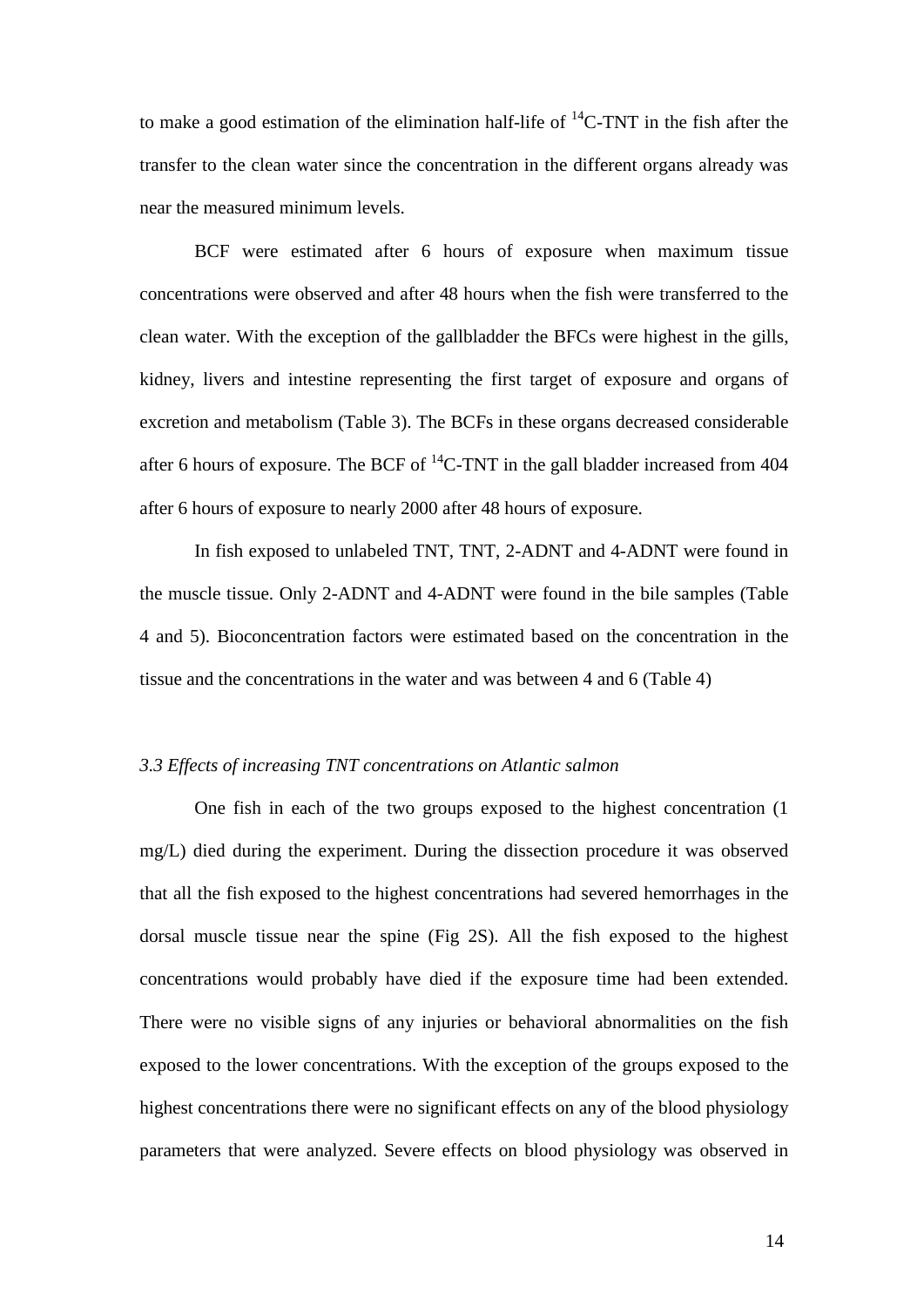to make a good estimation of the elimination half-life of $^{14}$C-TNT in the fish after the transfer to the clean water since the concentration in the different organs already was near the measured minimum levels.

BCF were estimated after 6 hours of exposure when maximum tissue concentrations were observed and after 48 hours when the fish were transferred to the clean water. With the exception of the gallbladder the BFCs were highest in the gills, kidney, livers and intestine representing the first target of exposure and organs of excretion and metabolism (Table 3). The BCFs in these organs decreased considerable after 6 hours of exposure. The BCF of $^{14}$C-TNT in the gall bladder increased from 404 after 6 hours of exposure to nearly 2000 after 48 hours of exposure.

In fish exposed to unlabeled TNT, TNT, 2-ADNT and 4-ADNT were found in the muscle tissue. Only 2-ADNT and 4-ADNT were found in the bile samples (Table 4 and 5). Bioconcentration factors were estimated based on the concentration in the tissue and the concentrations in the water and was between 4 and 6 (Table 4)

### *3.3 Effects of increasing TNT concentrations on Atlantic salmon*

One fish in each of the two groups exposed to the highest concentration (1 mg/L) died during the experiment. During the dissection procedure it was observed that all the fish exposed to the highest concentrations had severed hemorrhages in the dorsal muscle tissue near the spine (Fig 2S). All the fish exposed to the highest concentrations would probably have died if the exposure time had been extended. There were no visible signs of any injuries or behavioral abnormalities on the fish exposed to the lower concentrations. With the exception of the groups exposed to the highest concentrations there were no significant effects on any of the blood physiology parameters that were analyzed. Severe effects on blood physiology was observed in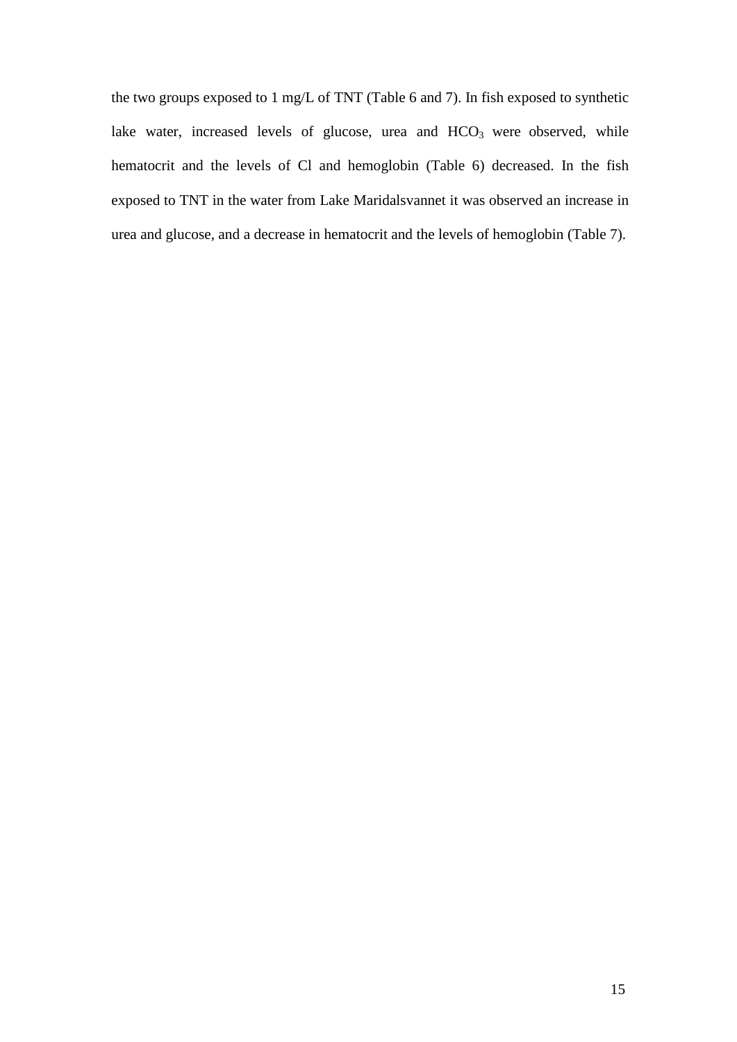the two groups exposed to 1 mg/L of TNT (Table 6 and 7). In fish exposed to synthetic lake water, increased levels of glucose, urea and $HCO_3$ were observed, while hematocrit and the levels of Cl and hemoglobin (Table 6) decreased. In the fish exposed to TNT in the water from Lake Maridalsvannet it was observed an increase in urea and glucose, and a decrease in hematocrit and the levels of hemoglobin (Table 7).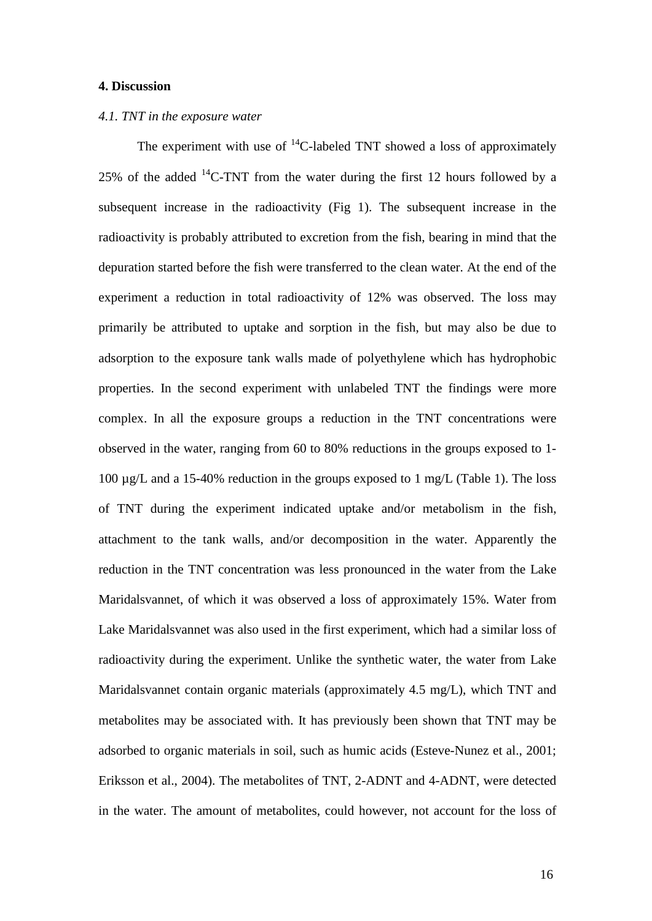## 4. Discussion

### *4.1. TNT in the exposure water*

The experiment with use of $^{14}$C-labeled TNT showed a loss of approximately 25% of the added $^{14}$C-TNT from the water during the first 12 hours followed by a subsequent increase in the radioactivity (Fig 1). The subsequent increase in the radioactivity is probably attributed to excretion from the fish, bearing in mind that the depuration started before the fish were transferred to the clean water. At the end of the experiment a reduction in total radioactivity of 12% was observed. The loss may primarily be attributed to uptake and sorption in the fish, but may also be due to adsorption to the exposure tank walls made of polyethylene which has hydrophobic properties. In the second experiment with unlabeled TNT the findings were more complex. In all the exposure groups a reduction in the TNT concentrations were observed in the water, ranging from 60 to 80% reductions in the groups exposed to 1-100 µg/L and a 15-40% reduction in the groups exposed to 1 mg/L (Table 1). The loss of TNT during the experiment indicated uptake and/or metabolism in the fish, attachment to the tank walls, and/or decomposition in the water. Apparently the reduction in the TNT concentration was less pronounced in the water from the Lake Maridalsvannet, of which it was observed a loss of approximately 15%. Water from Lake Maridalsvannet was also used in the first experiment, which had a similar loss of radioactivity during the experiment. Unlike the synthetic water, the water from Lake Maridalsvannet contain organic materials (approximately 4.5 mg/L), which TNT and metabolites may be associated with. It has previously been shown that TNT may be adsorbed to organic materials in soil, such as humic acids (Esteve-Nunez et al., 2001; Eriksson et al., 2004). The metabolites of TNT, 2-ADNT and 4-ADNT, were detected in the water. The amount of metabolites, could however, not account for the loss of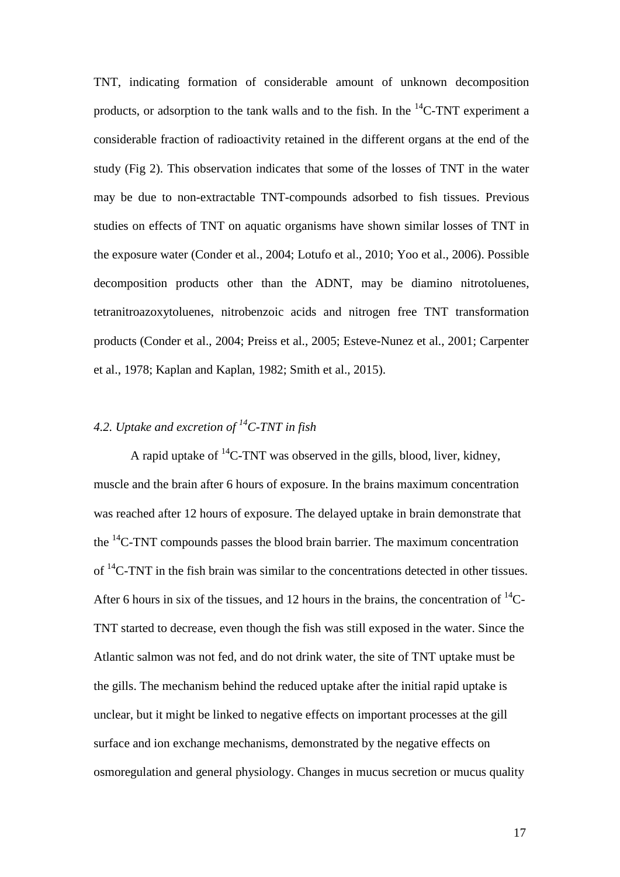TNT, indicating formation of considerable amount of unknown decomposition products, or adsorption to the tank walls and to the fish. In the $^{14}C$-TNT experiment a considerable fraction of radioactivity retained in the different organs at the end of the study (Fig 2). This observation indicates that some of the losses of TNT in the water may be due to non-extractable TNT-compounds adsorbed to fish tissues. Previous studies on effects of TNT on aquatic organisms have shown similar losses of TNT in the exposure water (Conder et al., 2004; Lotufo et al., 2010; Yoo et al., 2006). Possible decomposition products other than the ADNT, may be diamino nitrotoluenes, tetranitroazoxytoluenes, nitrobenzoic acids and nitrogen free TNT transformation products (Conder et al., 2004; Preiss et al., 2005; Esteve-Nunez et al., 2001; Carpenter et al., 1978; Kaplan and Kaplan, 1982; Smith et al., 2015).

### *4.2. Uptake and excretion of $^{14}C$-TNT in fish*

A rapid uptake of $^{14}C$-TNT was observed in the gills, blood, liver, kidney, muscle and the brain after 6 hours of exposure. In the brains maximum concentration was reached after 12 hours of exposure. The delayed uptake in brain demonstrate that the $^{14}C$-TNT compounds passes the blood brain barrier. The maximum concentration of $^{14}C$-TNT in the fish brain was similar to the concentrations detected in other tissues. After 6 hours in six of the tissues, and 12 hours in the brains, the concentration of $^{14}C$-TNT started to decrease, even though the fish was still exposed in the water. Since the Atlantic salmon was not fed, and do not drink water, the site of TNT uptake must be the gills. The mechanism behind the reduced uptake after the initial rapid uptake is unclear, but it might be linked to negative effects on important processes at the gill surface and ion exchange mechanisms, demonstrated by the negative effects on osmoregulation and general physiology. Changes in mucus secretion or mucus quality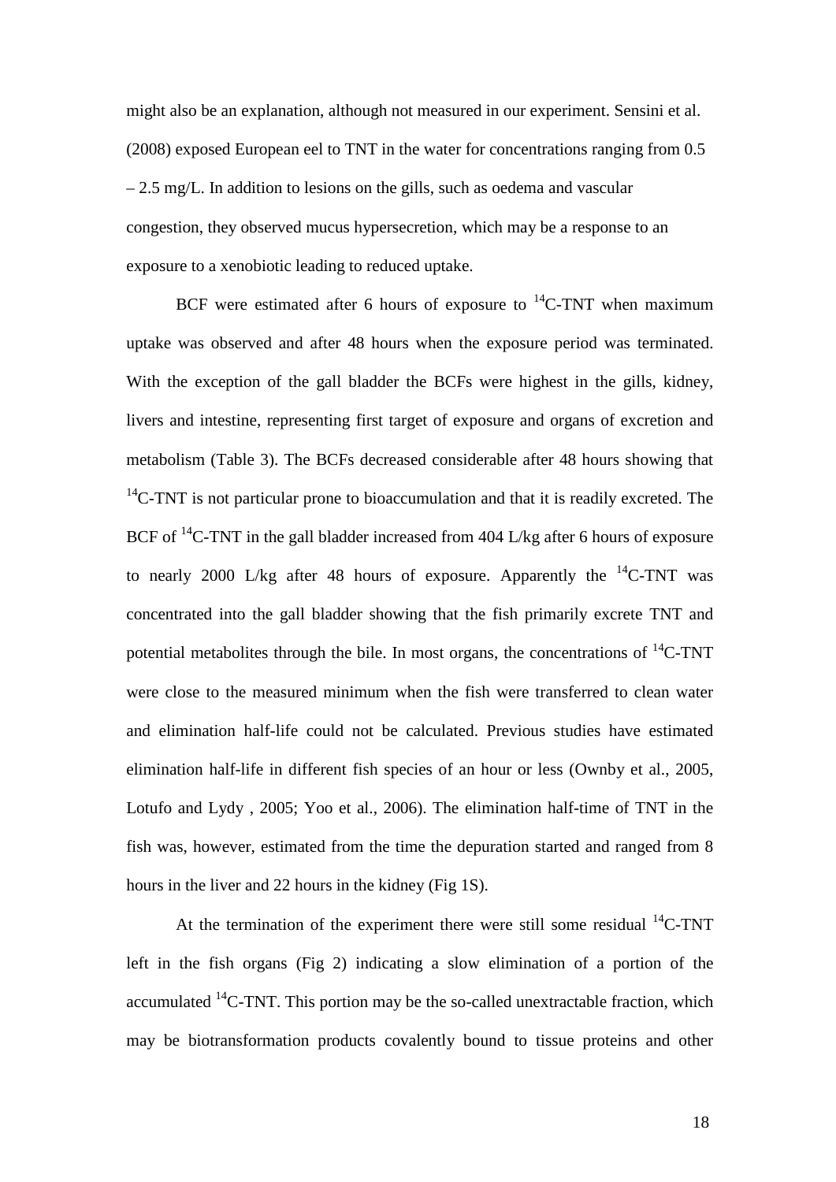might also be an explanation, although not measured in our experiment. Sensini et al. (2008) exposed European eel to TNT in the water for concentrations ranging from 0.5 – 2.5 mg/L. In addition to lesions on the gills, such as oedema and vascular congestion, they observed mucus hypersecretion, which may be a response to an exposure to a xenobiotic leading to reduced uptake.

BCF were estimated after 6 hours of exposure to $^{14}$C-TNT when maximum uptake was observed and after 48 hours when the exposure period was terminated. With the exception of the gall bladder the BCFs were highest in the gills, kidney, livers and intestine, representing first target of exposure and organs of excretion and metabolism (Table 3). The BCFs decreased considerable after 48 hours showing that $^{14}$C-TNT is not particular prone to bioaccumulation and that it is readily excreted. The BCF of $^{14}$C-TNT in the gall bladder increased from 404 L/kg after 6 hours of exposure to nearly 2000 L/kg after 48 hours of exposure. Apparently the $^{14}$C-TNT was concentrated into the gall bladder showing that the fish primarily excrete TNT and potential metabolites through the bile. In most organs, the concentrations of $^{14}$C-TNT were close to the measured minimum when the fish were transferred to clean water and elimination half-life could not be calculated. Previous studies have estimated elimination half-life in different fish species of an hour or less (Ownby et al., 2005, Lotufo and Lydy , 2005; Yoo et al., 2006). The elimination half-time of TNT in the fish was, however, estimated from the time the depuration started and ranged from 8 hours in the liver and 22 hours in the kidney (Fig 1S).

At the termination of the experiment there were still some residual $^{14}$C-TNT left in the fish organs (Fig 2) indicating a slow elimination of a portion of the accumulated $^{14}$C-TNT. This portion may be the so-called unextractable fraction, which may be biotransformation products covalently bound to tissue proteins and other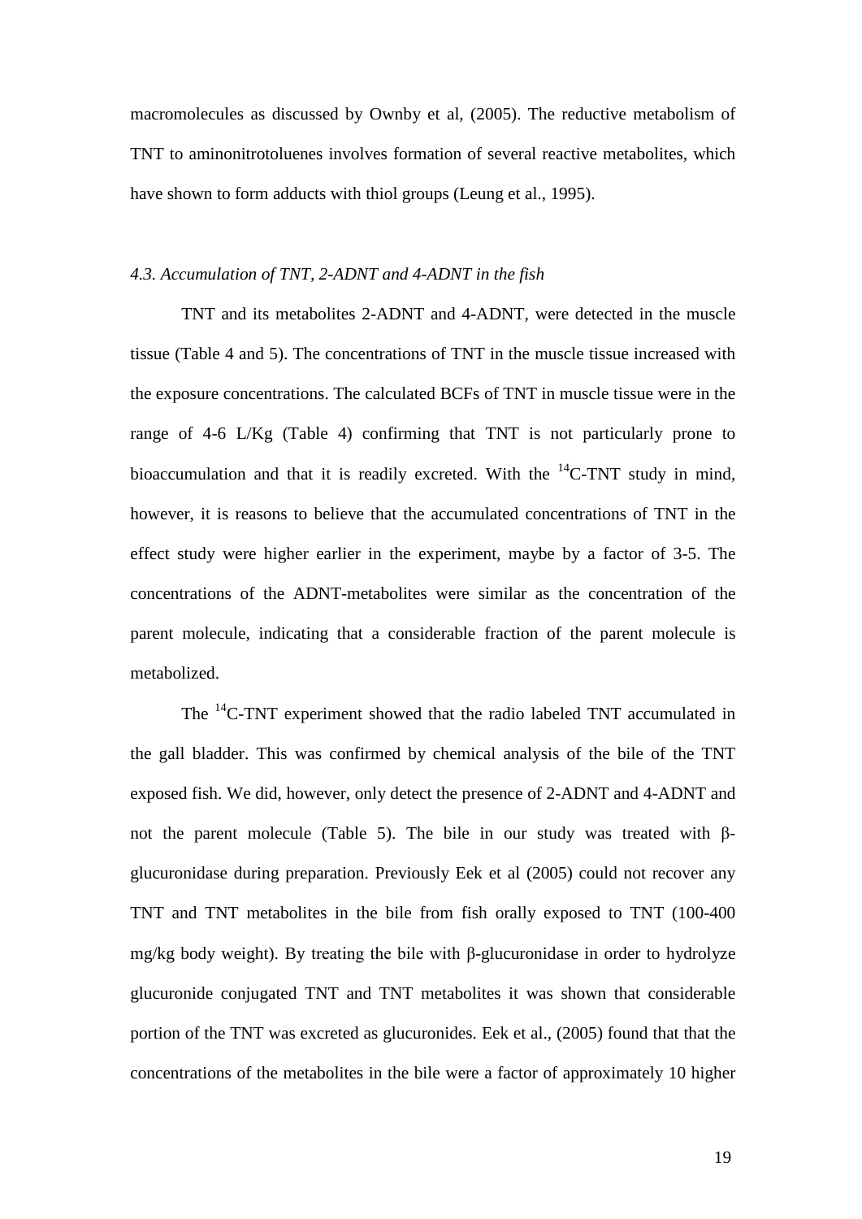macromolecules as discussed by Ownby et al, (2005). The reductive metabolism of TNT to aminonitrotoluenes involves formation of several reactive metabolites, which have shown to form adducts with thiol groups (Leung et al., 1995).

### *4.3. Accumulation of TNT, 2-ADNT and 4-ADNT in the fish*

TNT and its metabolites 2-ADNT and 4-ADNT, were detected in the muscle tissue (Table 4 and 5). The concentrations of TNT in the muscle tissue increased with the exposure concentrations. The calculated BCFs of TNT in muscle tissue were in the range of 4-6 L/Kg (Table 4) confirming that TNT is not particularly prone to bioaccumulation and that it is readily excreted. With the $^{14}$C-TNT study in mind, however, it is reasons to believe that the accumulated concentrations of TNT in the effect study were higher earlier in the experiment, maybe by a factor of 3-5. The concentrations of the ADNT-metabolites were similar as the concentration of the parent molecule, indicating that a considerable fraction of the parent molecule is metabolized.

The $^{14}$C-TNT experiment showed that the radio labeled TNT accumulated in the gall bladder. This was confirmed by chemical analysis of the bile of the TNT exposed fish. We did, however, only detect the presence of 2-ADNT and 4-ADNT and not the parent molecule (Table 5). The bile in our study was treated with β-glucuronidase during preparation. Previously Eek et al (2005) could not recover any TNT and TNT metabolites in the bile from fish orally exposed to TNT (100-400 mg/kg body weight). By treating the bile with β-glucuronidase in order to hydrolyze glucuronide conjugated TNT and TNT metabolites it was shown that considerable portion of the TNT was excreted as glucuronides. Eek et al., (2005) found that that the concentrations of the metabolites in the bile were a factor of approximately 10 higher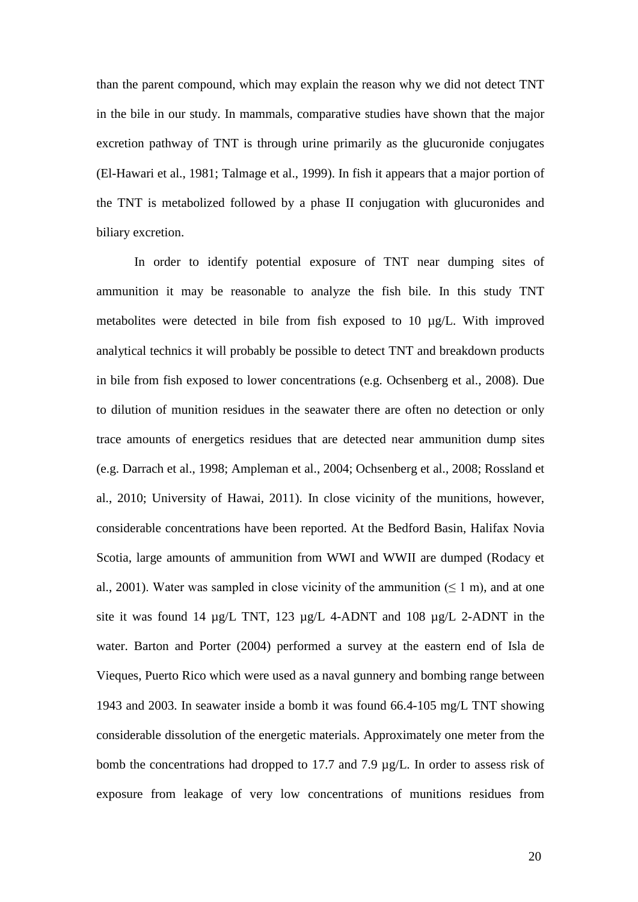than the parent compound, which may explain the reason why we did not detect TNT in the bile in our study. In mammals, comparative studies have shown that the major excretion pathway of TNT is through urine primarily as the glucuronide conjugates (El-Hawari et al., 1981; Talmage et al., 1999). In fish it appears that a major portion of the TNT is metabolized followed by a phase II conjugation with glucuronides and biliary excretion.

In order to identify potential exposure of TNT near dumping sites of ammunition it may be reasonable to analyze the fish bile. In this study TNT metabolites were detected in bile from fish exposed to 10 µg/L. With improved analytical technics it will probably be possible to detect TNT and breakdown products in bile from fish exposed to lower concentrations (e.g. Ochsenberg et al., 2008). Due to dilution of munition residues in the seawater there are often no detection or only trace amounts of energetics residues that are detected near ammunition dump sites (e.g. Darrach et al., 1998; Ampleman et al., 2004; Ochsenberg et al., 2008; Rossland et al., 2010; University of Hawai, 2011). In close vicinity of the munitions, however, considerable concentrations have been reported. At the Bedford Basin, Halifax Novia Scotia, large amounts of ammunition from WWI and WWII are dumped (Rodacy et al., 2001). Water was sampled in close vicinity of the ammunition ($\leq$ 1 m), and at one site it was found 14 µg/L TNT, 123 µg/L 4-ADNT and 108 µg/L 2-ADNT in the water. Barton and Porter (2004) performed a survey at the eastern end of Isla de Vieques, Puerto Rico which were used as a naval gunnery and bombing range between 1943 and 2003. In seawater inside a bomb it was found 66.4-105 mg/L TNT showing considerable dissolution of the energetic materials. Approximately one meter from the bomb the concentrations had dropped to 17.7 and 7.9 µg/L. In order to assess risk of exposure from leakage of very low concentrations of munitions residues from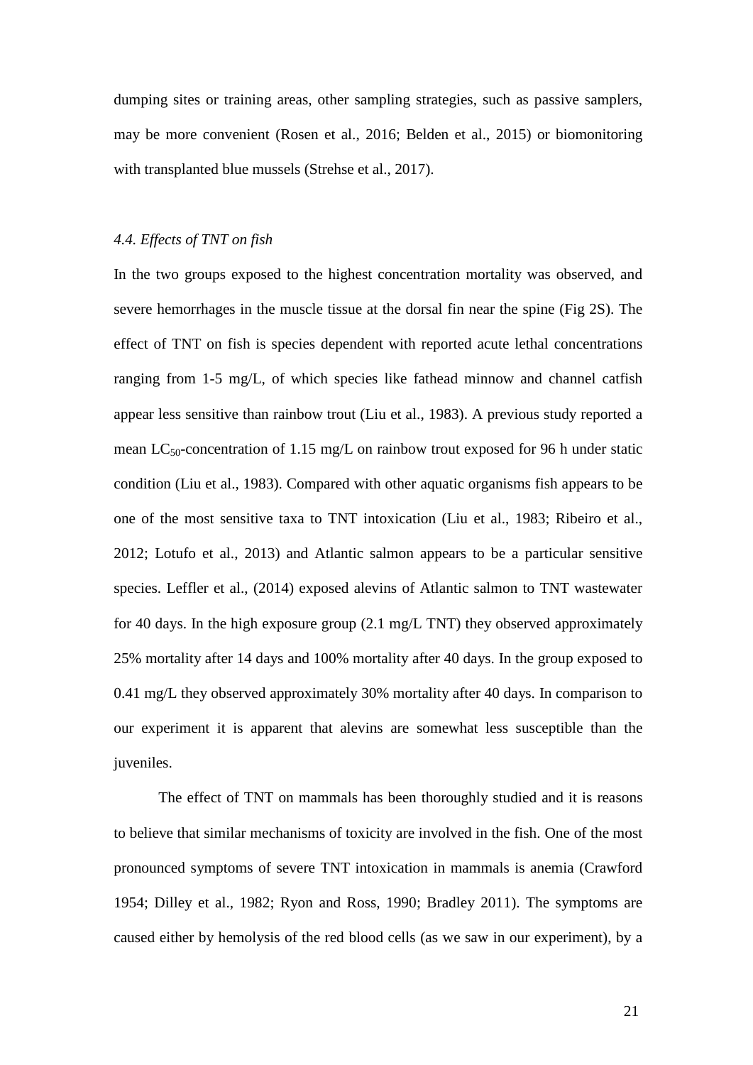dumping sites or training areas, other sampling strategies, such as passive samplers, may be more convenient (Rosen et al., 2016; Belden et al., 2015) or biomonitoring with transplanted blue mussels (Strehse et al., 2017).

### *4.4. Effects of TNT on fish*

In the two groups exposed to the highest concentration mortality was observed, and severe hemorrhages in the muscle tissue at the dorsal fin near the spine (Fig 2S). The effect of TNT on fish is species dependent with reported acute lethal concentrations ranging from 1-5 mg/L, of which species like fathead minnow and channel catfish appear less sensitive than rainbow trout (Liu et al., 1983). A previous study reported a mean $LC_{50}$-concentration of 1.15 mg/L on rainbow trout exposed for 96 h under static condition (Liu et al., 1983). Compared with other aquatic organisms fish appears to be one of the most sensitive taxa to TNT intoxication (Liu et al., 1983; Ribeiro et al., 2012; Lotufo et al., 2013) and Atlantic salmon appears to be a particular sensitive species. Leffler et al., (2014) exposed alevins of Atlantic salmon to TNT wastewater for 40 days. In the high exposure group (2.1 mg/L TNT) they observed approximately 25% mortality after 14 days and 100% mortality after 40 days. In the group exposed to 0.41 mg/L they observed approximately 30% mortality after 40 days. In comparison to our experiment it is apparent that alevins are somewhat less susceptible than the juveniles.

The effect of TNT on mammals has been thoroughly studied and it is reasons to believe that similar mechanisms of toxicity are involved in the fish. One of the most pronounced symptoms of severe TNT intoxication in mammals is anemia (Crawford 1954; Dilley et al., 1982; Ryon and Ross, 1990; Bradley 2011). The symptoms are caused either by hemolysis of the red blood cells (as we saw in our experiment), by a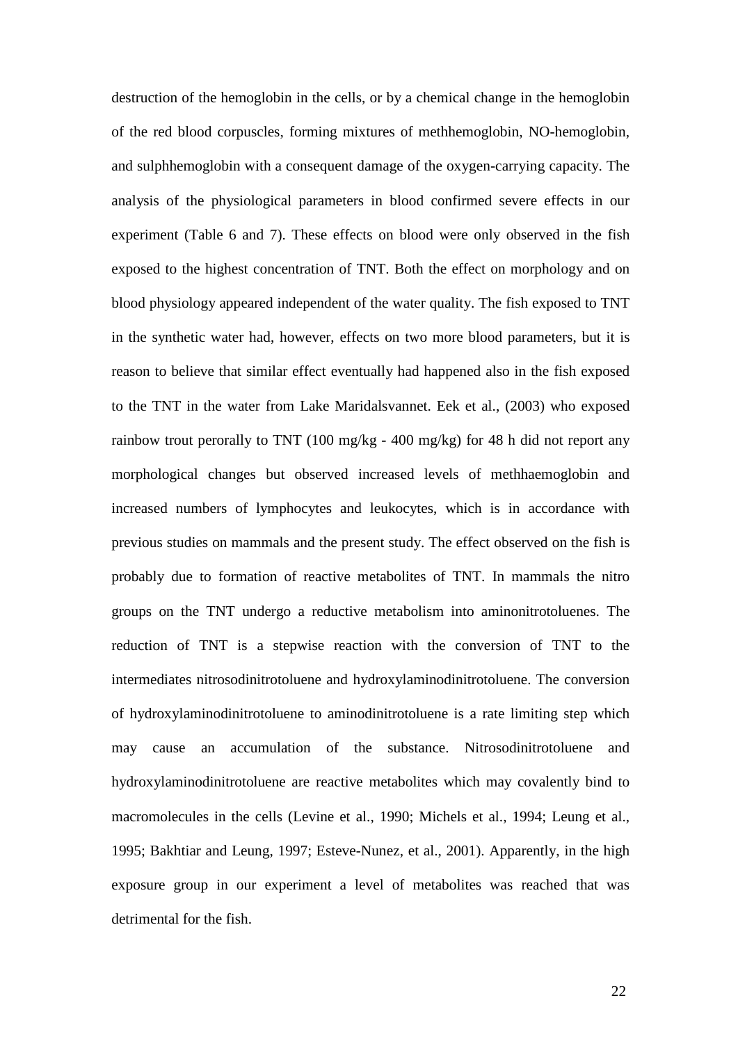destruction of the hemoglobin in the cells, or by a chemical change in the hemoglobin of the red blood corpuscles, forming mixtures of methhemoglobin, NO-hemoglobin, and sulphhemoglobin with a consequent damage of the oxygen-carrying capacity. The analysis of the physiological parameters in blood confirmed severe effects in our experiment (Table 6 and 7). These effects on blood were only observed in the fish exposed to the highest concentration of TNT. Both the effect on morphology and on blood physiology appeared independent of the water quality. The fish exposed to TNT in the synthetic water had, however, effects on two more blood parameters, but it is reason to believe that similar effect eventually had happened also in the fish exposed to the TNT in the water from Lake Maridalsvannet. Eek et al., (2003) who exposed rainbow trout perorally to TNT (100 mg/kg - 400 mg/kg) for 48 h did not report any morphological changes but observed increased levels of methhaemoglobin and increased numbers of lymphocytes and leukocytes, which is in accordance with previous studies on mammals and the present study. The effect observed on the fish is probably due to formation of reactive metabolites of TNT. In mammals the nitro groups on the TNT undergo a reductive metabolism into aminonitrotoluenes. The reduction of TNT is a stepwise reaction with the conversion of TNT to the intermediates nitrosodinitrotoluene and hydroxylaminodinitrotoluene. The conversion of hydroxylaminodinitrotoluene to aminodinitrotoluene is a rate limiting step which may cause an accumulation of the substance. Nitrosodinitrotoluene and hydroxylaminodinitrotoluene are reactive metabolites which may covalently bind to macromolecules in the cells (Levine et al., 1990; Michels et al., 1994; Leung et al., 1995; Bakhtiar and Leung, 1997; Esteve-Nunez, et al., 2001). Apparently, in the high exposure group in our experiment a level of metabolites was reached that was detrimental for the fish.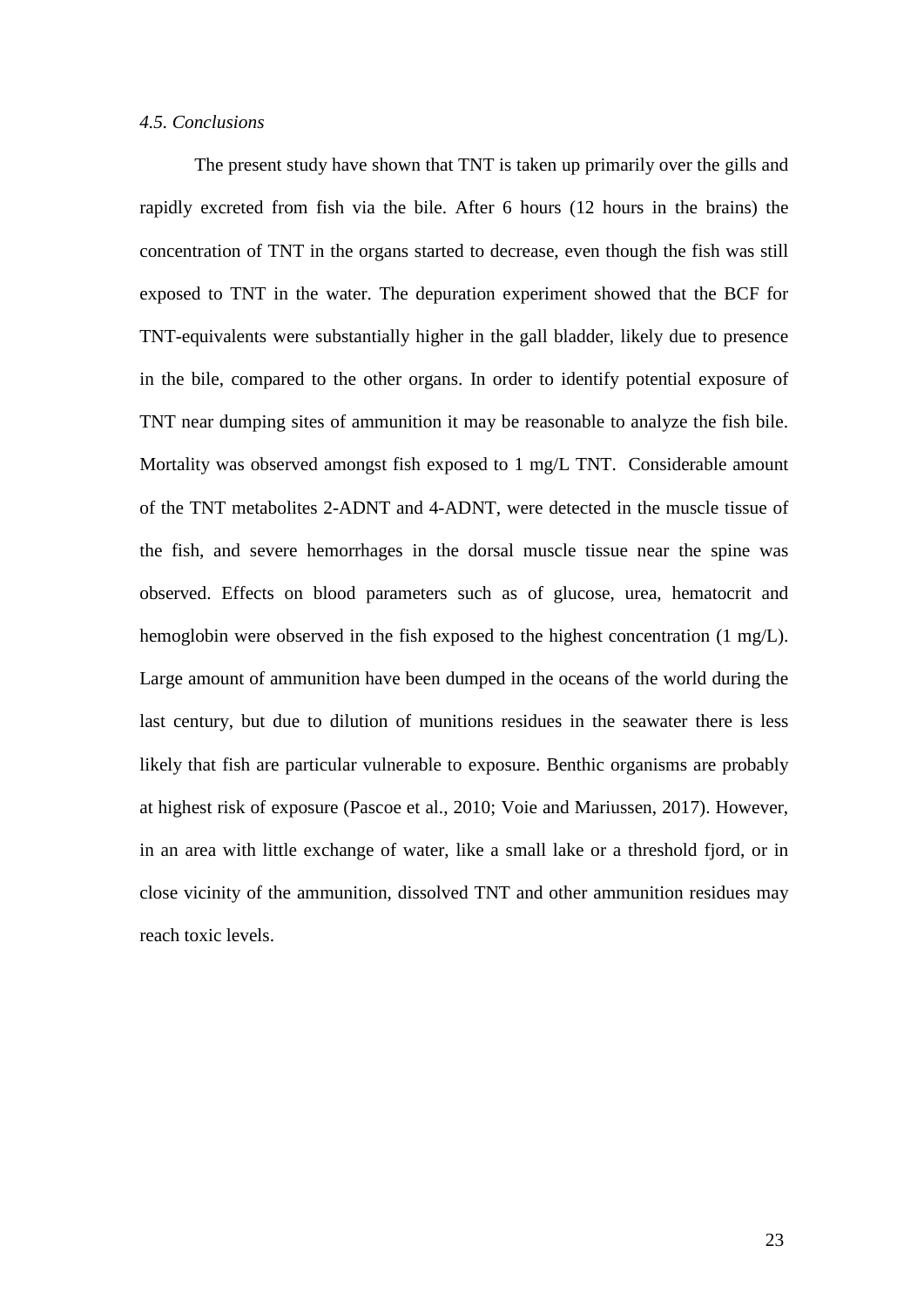### *4.5. Conclusions*

The present study have shown that TNT is taken up primarily over the gills and rapidly excreted from fish via the bile. After 6 hours (12 hours in the brains) the concentration of TNT in the organs started to decrease, even though the fish was still exposed to TNT in the water. The depuration experiment showed that the BCF for TNT-equivalents were substantially higher in the gall bladder, likely due to presence in the bile, compared to the other organs. In order to identify potential exposure of TNT near dumping sites of ammunition it may be reasonable to analyze the fish bile. Mortality was observed amongst fish exposed to 1 mg/L TNT. Considerable amount of the TNT metabolites 2-ADNT and 4-ADNT, were detected in the muscle tissue of the fish, and severe hemorrhages in the dorsal muscle tissue near the spine was observed. Effects on blood parameters such as of glucose, urea, hematocrit and hemoglobin were observed in the fish exposed to the highest concentration (1 mg/L). Large amount of ammunition have been dumped in the oceans of the world during the last century, but due to dilution of munitions residues in the seawater there is less likely that fish are particular vulnerable to exposure. Benthic organisms are probably at highest risk of exposure (Pascoe et al., 2010; Voie and Mariussen, 2017). However, in an area with little exchange of water, like a small lake or a threshold fjord, or in close vicinity of the ammunition, dissolved TNT and other ammunition residues may reach toxic levels.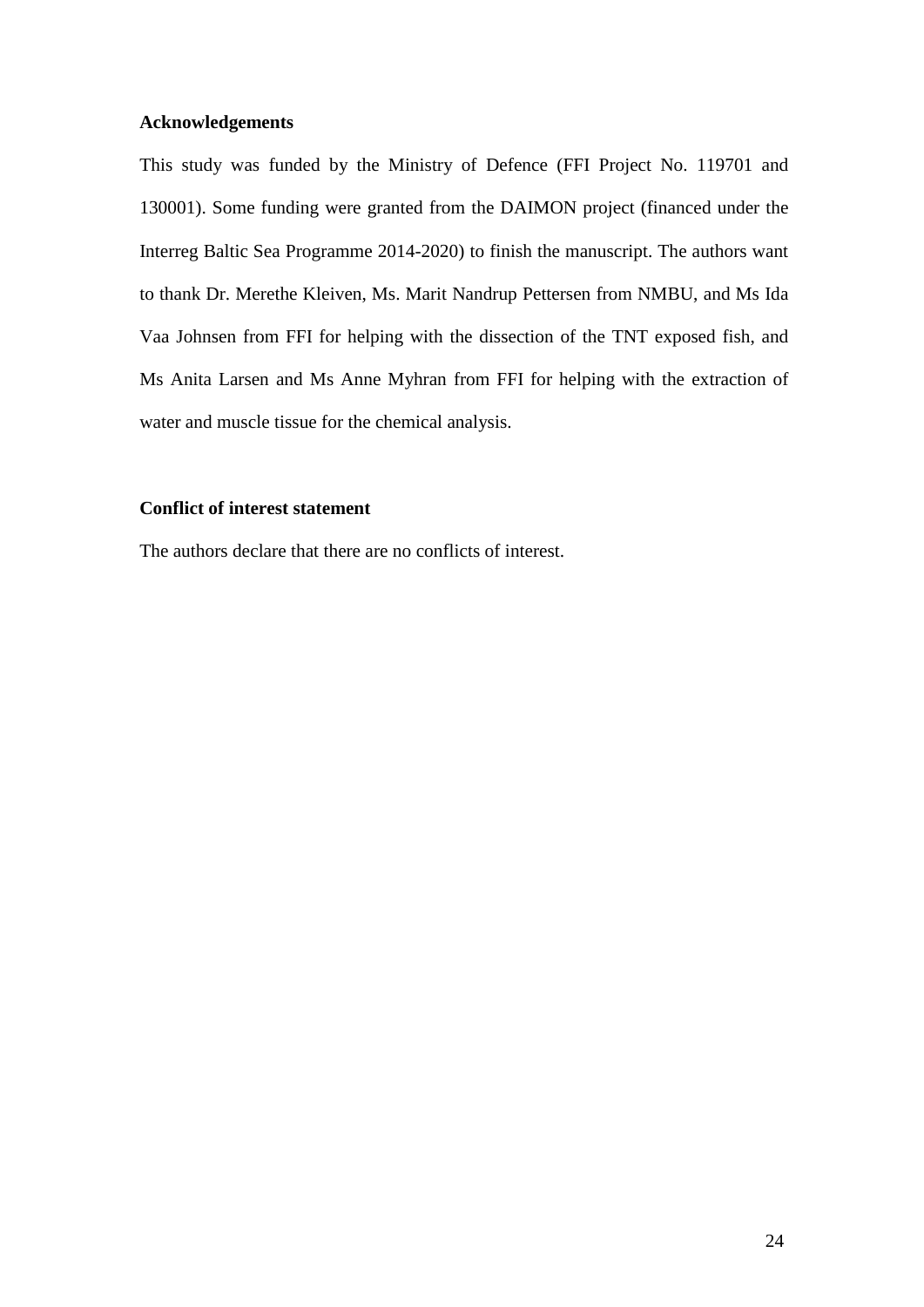**Acknowledgements**

This study was funded by the Ministry of Defence (FFI Project No. 119701 and 130001). Some funding were granted from the DAIMON project (financed under the Interreg Baltic Sea Programme 2014-2020) to finish the manuscript. The authors want to thank Dr. Merethe Kleiven, Ms. Marit Nandrup Pettersen from NMBU, and Ms Ida Vaa Johnsen from FFI for helping with the dissection of the TNT exposed fish, and Ms Anita Larsen and Ms Anne Myhran from FFI for helping with the extraction of water and muscle tissue for the chemical analysis.

**Conflict of interest statement**

The authors declare that there are no conflicts of interest.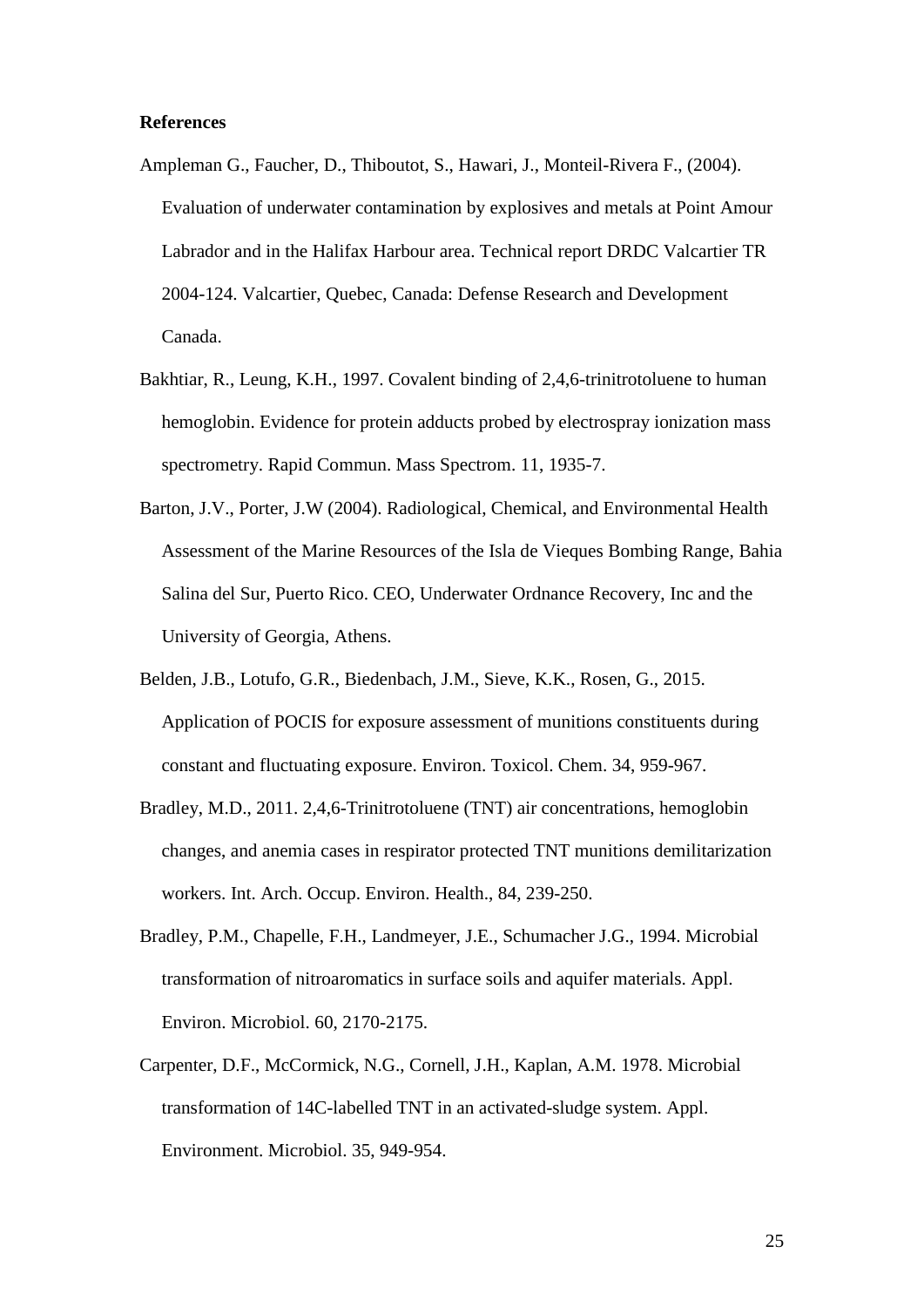**References**

Ampleman G., Faucher, D., Thiboutot, S., Hawari, J., Monteil-Rivera F., (2004). Evaluation of underwater contamination by explosives and metals at Point Amour Labrador and in the Halifax Harbour area. Technical report DRDC Valcartier TR 2004-124. Valcartier, Quebec, Canada: Defense Research and Development Canada.

Bakhtiar, R., Leung, K.H., 1997. Covalent binding of 2,4,6-trinitrotoluene to human hemoglobin. Evidence for protein adducts probed by electrospray ionization mass spectrometry. Rapid Commun. Mass Spectrom. 11, 1935-7.

Barton, J.V., Porter, J.W (2004). Radiological, Chemical, and Environmental Health Assessment of the Marine Resources of the Isla de Vieques Bombing Range, Bahia Salina del Sur, Puerto Rico. CEO, Underwater Ordnance Recovery, Inc and the University of Georgia, Athens.

Belden, J.B., Lotufo, G.R., Biedenbach, J.M., Sieve, K.K., Rosen, G., 2015. Application of POCIS for exposure assessment of munitions constituents during constant and fluctuating exposure. Environ. Toxicol. Chem. 34, 959-967.

Bradley, M.D., 2011. 2,4,6-Trinitrotoluene (TNT) air concentrations, hemoglobin changes, and anemia cases in respirator protected TNT munitions demilitarization workers. Int. Arch. Occup. Environ. Health., 84, 239-250.

Bradley, P.M., Chapelle, F.H., Landmeyer, J.E., Schumacher J.G., 1994. Microbial transformation of nitroaromatics in surface soils and aquifer materials. Appl. Environ. Microbiol. 60, 2170-2175.

Carpenter, D.F., McCormick, N.G., Cornell, J.H., Kaplan, A.M. 1978. Microbial transformation of 14C-labelled TNT in an activated-sludge system. Appl. Environment. Microbiol. 35, 949-954.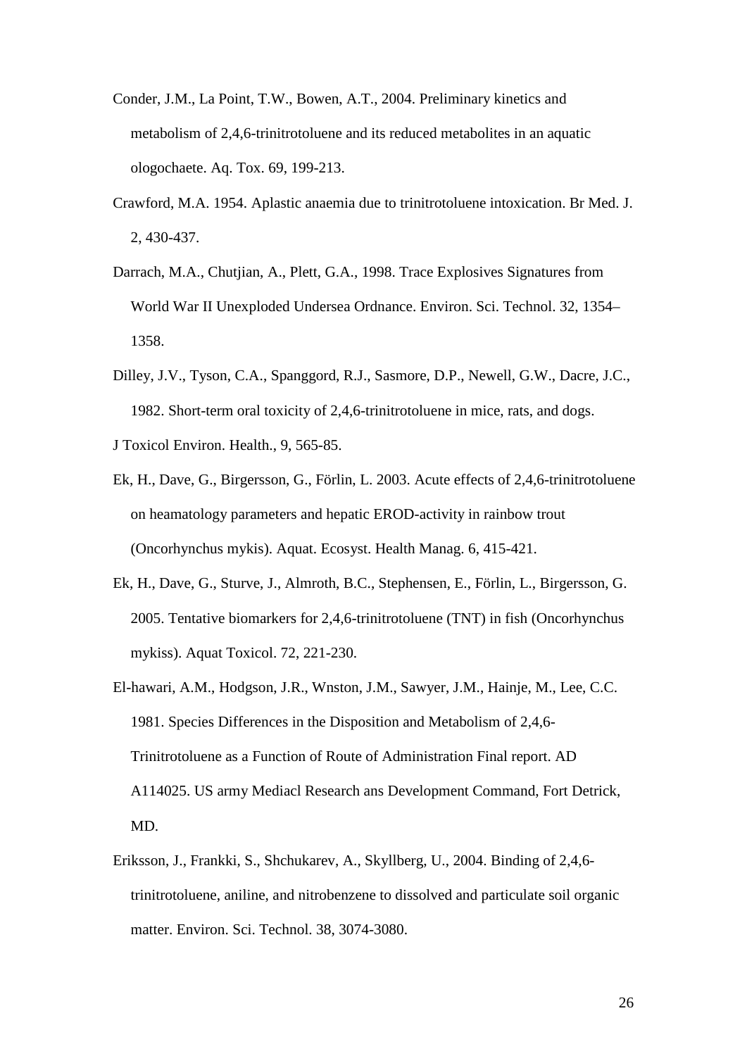Conder, J.M., La Point, T.W., Bowen, A.T., 2004. Preliminary kinetics and metabolism of 2,4,6-trinitrotoluene and its reduced metabolites in an aquatic ologochaete. Aq. Tox. 69, 199-213.

Crawford, M.A. 1954. Aplastic anaemia due to trinitrotoluene intoxication. Br Med. J. 2, 430-437.

Darrach, M.A., Chutjian, A., Plett, G.A., 1998. Trace Explosives Signatures from World War II Unexploded Undersea Ordnance. Environ. Sci. Technol. 32, 1354–1358.

Dilley, J.V., Tyson, C.A., Spanggord, R.J., Sasmore, D.P., Newell, G.W., Dacre, J.C., 1982. Short-term oral toxicity of 2,4,6-trinitrotoluene in mice, rats, and dogs. J Toxicol Environ. Health., 9, 565-85.

Ek, H., Dave, G., Birgersson, G., Förlin, L. 2003. Acute effects of 2,4,6-trinitrotoluene on heamatology parameters and hepatic EROD-activity in rainbow trout (Oncorhynchus mykis). Aquat. Ecosyst. Health Manag. 6, 415-421.

Ek, H., Dave, G., Sturve, J., Almroth, B.C., Stephensen, E., Förlin, L., Birgersson, G. 2005. Tentative biomarkers for 2,4,6-trinitrotoluene (TNT) in fish (Oncorhynchus mykiss). Aquat Toxicol. 72, 221-230.

El-hawari, A.M., Hodgson, J.R., Wnston, J.M., Sawyer, J.M., Hainje, M., Lee, C.C. 1981. Species Differences in the Disposition and Metabolism of 2,4,6-Trinitrotoluene as a Function of Route of Administration Final report. AD A114025. US army Mediacl Research ans Development Command, Fort Detrick, MD.

Eriksson, J., Frankki, S., Shchukarev, A., Skyllberg, U., 2004. Binding of 2,4,6-trinitrotoluene, aniline, and nitrobenzene to dissolved and particulate soil organic matter. Environ. Sci. Technol. 38, 3074-3080.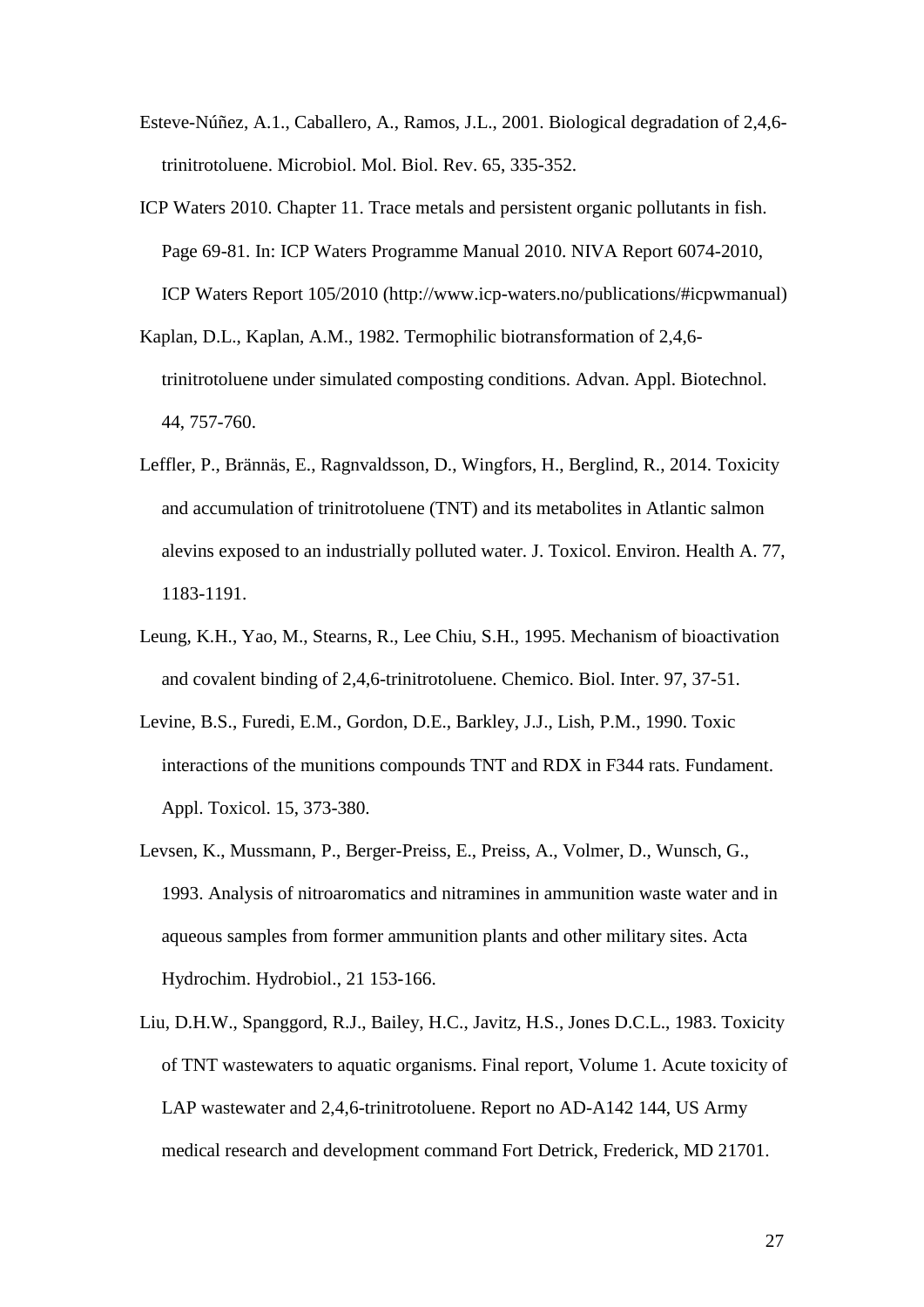Esteve-Núñez, A.1., Caballero, A., Ramos, J.L., 2001. Biological degradation of 2,4,6-trinitrotoluene. Microbiol. Mol. Biol. Rev. 65, 335-352.

ICP Waters 2010. Chapter 11. Trace metals and persistent organic pollutants in fish. Page 69-81. In: ICP Waters Programme Manual 2010. NIVA Report 6074-2010, ICP Waters Report 105/2010 (http://www.icp-waters.no/publications/#icpwmanual)

Kaplan, D.L., Kaplan, A.M., 1982. Termophilic biotransformation of 2,4,6-trinitrotoluene under simulated composting conditions. Advan. Appl. Biotechnol. 44, 757-760.

Leffler, P., Brännäs, E., Ragnvaldsson, D., Wingfors, H., Berglind, R., 2014. Toxicity and accumulation of trinitrotoluene (TNT) and its metabolites in Atlantic salmon alevins exposed to an industrially polluted water. J. Toxicol. Environ. Health A. 77, 1183-1191.

Leung, K.H., Yao, M., Stearns, R., Lee Chiu, S.H., 1995. Mechanism of bioactivation and covalent binding of 2,4,6-trinitrotoluene. Chemico. Biol. Inter. 97, 37-51.

Levine, B.S., Furedi, E.M., Gordon, D.E., Barkley, J.J., Lish, P.M., 1990. Toxic interactions of the munitions compounds TNT and RDX in F344 rats. Fundament. Appl. Toxicol. 15, 373-380.

Levsen, K., Mussmann, P., Berger-Preiss, E., Preiss, A., Volmer, D., Wunsch, G., 1993. Analysis of nitroaromatics and nitramines in ammunition waste water and in aqueous samples from former ammunition plants and other military sites. Acta Hydrochim. Hydrobiol., 21 153-166.

Liu, D.H.W., Spanggord, R.J., Bailey, H.C., Javitz, H.S., Jones D.C.L., 1983. Toxicity of TNT wastewaters to aquatic organisms. Final report, Volume 1. Acute toxicity of LAP wastewater and 2,4,6-trinitrotoluene. Report no AD-A142 144, US Army medical research and development command Fort Detrick, Frederick, MD 21701.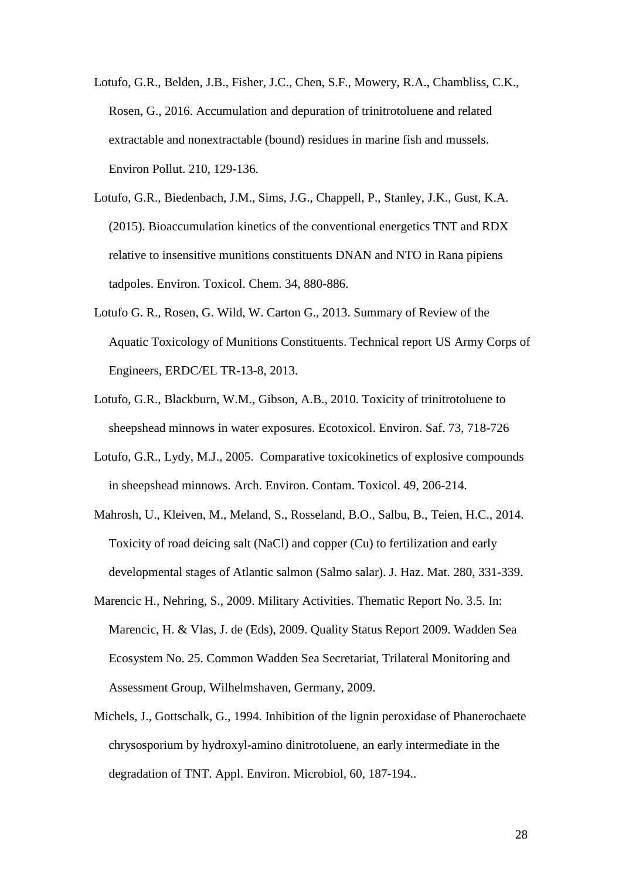Lotufo, G.R., Belden, J.B., Fisher, J.C., Chen, S.F., Mowery, R.A., Chambliss, C.K., Rosen, G., 2016. Accumulation and depuration of trinitrotoluene and related extractable and nonextractable (bound) residues in marine fish and mussels. Environ Pollut. 210, 129-136.

Lotufo, G.R., Biedenbach, J.M., Sims, J.G., Chappell, P., Stanley, J.K., Gust, K.A. (2015). Bioaccumulation kinetics of the conventional energetics TNT and RDX relative to insensitive munitions constituents DNAN and NTO in Rana pipiens tadpoles. Environ. Toxicol. Chem. 34, 880-886.

Lotufo G. R., Rosen, G. Wild, W. Carton G., 2013. Summary of Review of the Aquatic Toxicology of Munitions Constituents. Technical report US Army Corps of Engineers, ERDC/EL TR-13-8, 2013.

Lotufo, G.R., Blackburn, W.M., Gibson, A.B., 2010. Toxicity of trinitrotoluene to sheepshead minnows in water exposures. Ecotoxicol. Environ. Saf. 73, 718-726

Lotufo, G.R., Lydy, M.J., 2005. Comparative toxicokinetics of explosive compounds in sheepshead minnows. Arch. Environ. Contam. Toxicol. 49, 206-214.

Mahrosh, U., Kleiven, M., Meland, S., Rosseland, B.O., Salbu, B., Teien, H.C., 2014. Toxicity of road deicing salt (NaCl) and copper (Cu) to fertilization and early developmental stages of Atlantic salmon (Salmo salar). J. Haz. Mat. 280, 331-339.

Marencic H., Nehring, S., 2009. Military Activities. Thematic Report No. 3.5. In: Marencic, H. & Vlas, J. de (Eds), 2009. Quality Status Report 2009. Wadden Sea Ecosystem No. 25. Common Wadden Sea Secretariat, Trilateral Monitoring and Assessment Group, Wilhelmshaven, Germany, 2009.

Michels, J., Gottschalk, G., 1994. Inhibition of the lignin peroxidase of Phanerochaete chrysosporium by hydroxyl-amino dinitrotoluene, an early intermediate in the degradation of TNT. Appl. Environ. Microbiol, 60, 187-194..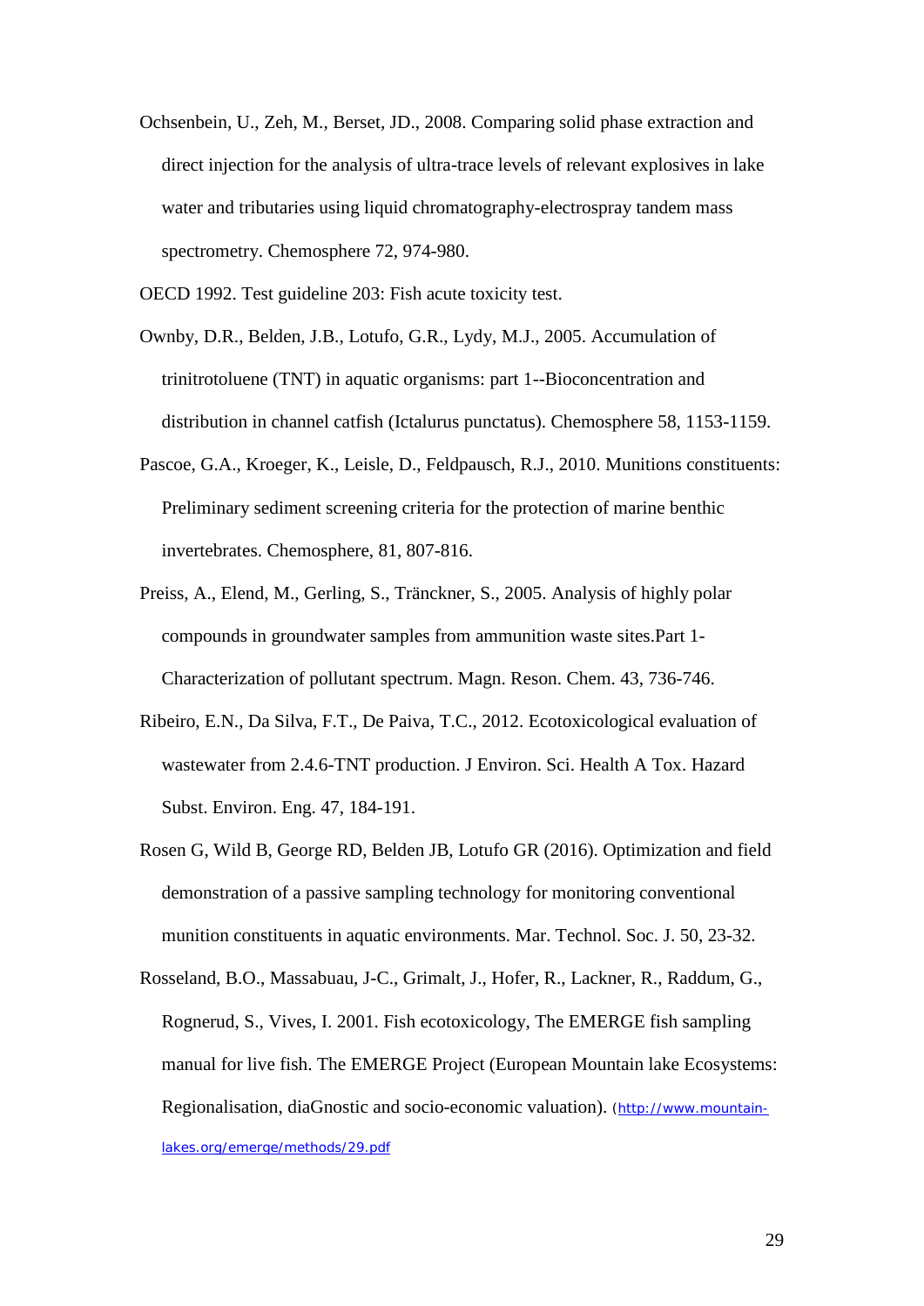Ochsenbein, U., Zeh, M., Berset, JD., 2008. Comparing solid phase extraction and direct injection for the analysis of ultra-trace levels of relevant explosives in lake water and tributaries using liquid chromatography-electrospray tandem mass spectrometry. Chemosphere 72, 974-980.

OECD 1992. Test guideline 203: Fish acute toxicity test.

Ownby, D.R., Belden, J.B., Lotufo, G.R., Lydy, M.J., 2005. Accumulation of trinitrotoluene (TNT) in aquatic organisms: part 1--Bioconcentration and distribution in channel catfish (Ictalurus punctatus). Chemosphere 58, 1153-1159.

Pascoe, G.A., Kroeger, K., Leisle, D., Feldpausch, R.J., 2010. Munitions constituents: Preliminary sediment screening criteria for the protection of marine benthic invertebrates. Chemosphere, 81, 807-816.

Preiss, A., Elend, M., Gerling, S., Tränckner, S., 2005. Analysis of highly polar compounds in groundwater samples from ammunition waste sites.Part 1-Characterization of pollutant spectrum. Magn. Reson. Chem. 43, 736-746.

Ribeiro, E.N., Da Silva, F.T., De Paiva, T.C., 2012. Ecotoxicological evaluation of wastewater from 2.4.6-TNT production. J Environ. Sci. Health A Tox. Hazard Subst. Environ. Eng. 47, 184-191.

Rosen G, Wild B, George RD, Belden JB, Lotufo GR (2016). Optimization and field demonstration of a passive sampling technology for monitoring conventional munition constituents in aquatic environments. Mar. Technol. Soc. J. 50, 23-32.

Rosseland, B.O., Massabuau, J-C., Grimalt, J., Hofer, R., Lackner, R., Raddum, G., Rognerud, S., Vives, I. 2001. Fish ecotoxicology, The EMERGE fish sampling manual for live fish. The EMERGE Project (European Mountain lake Ecosystems: Regionalisation, diaGnostic and socio-economic valuation). (http://www.mountain-lakes.org/emerge/methods/29.pdf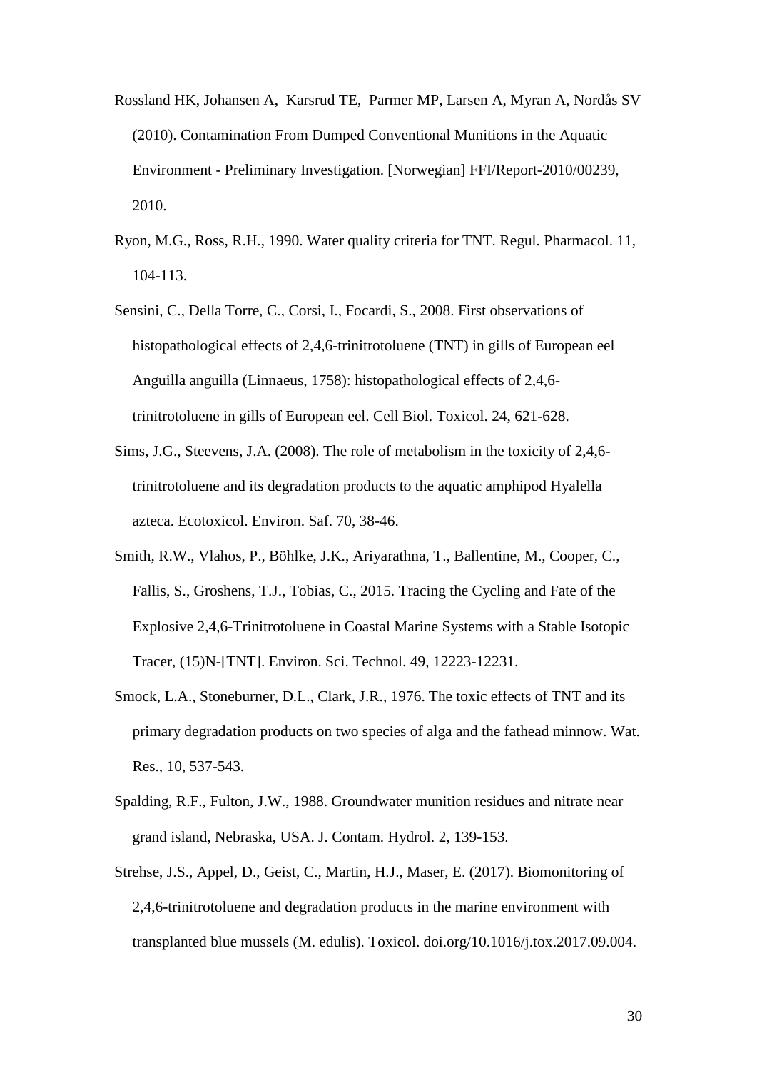Rossland HK, Johansen A, Karsrud TE, Parmer MP, Larsen A, Myran A, Nordås SV (2010). Contamination From Dumped Conventional Munitions in the Aquatic Environment - Preliminary Investigation. [Norwegian] FFI/Report-2010/00239, 2010.

Ryon, M.G., Ross, R.H., 1990. Water quality criteria for TNT. Regul. Pharmacol. 11, 104-113.

Sensini, C., Della Torre, C., Corsi, I., Focardi, S., 2008. First observations of histopathological effects of 2,4,6-trinitrotoluene (TNT) in gills of European eel Anguilla anguilla (Linnaeus, 1758): histopathological effects of 2,4,6-trinitrotoluene in gills of European eel. Cell Biol. Toxicol. 24, 621-628.

Sims, J.G., Steevens, J.A. (2008). The role of metabolism in the toxicity of 2,4,6-trinitrotoluene and its degradation products to the aquatic amphipod Hyalella azteca. Ecotoxicol. Environ. Saf. 70, 38-46.

Smith, R.W., Vlahos, P., Böhlke, J.K., Ariyarathna, T., Ballentine, M., Cooper, C., Fallis, S., Groshens, T.J., Tobias, C., 2015. Tracing the Cycling and Fate of the Explosive 2,4,6-Trinitrotoluene in Coastal Marine Systems with a Stable Isotopic Tracer, (15)N-[TNT]. Environ. Sci. Technol. 49, 12223-12231.

Smock, L.A., Stoneburner, D.L., Clark, J.R., 1976. The toxic effects of TNT and its primary degradation products on two species of alga and the fathead minnow. Wat. Res., 10, 537-543.

Spalding, R.F., Fulton, J.W., 1988. Groundwater munition residues and nitrate near grand island, Nebraska, USA. J. Contam. Hydrol. 2, 139-153.

Strehse, J.S., Appel, D., Geist, C., Martin, H.J., Maser, E. (2017). Biomonitoring of 2,4,6-trinitrotoluene and degradation products in the marine environment with transplanted blue mussels (M. edulis). Toxicol. doi.org/10.1016/j.tox.2017.09.004.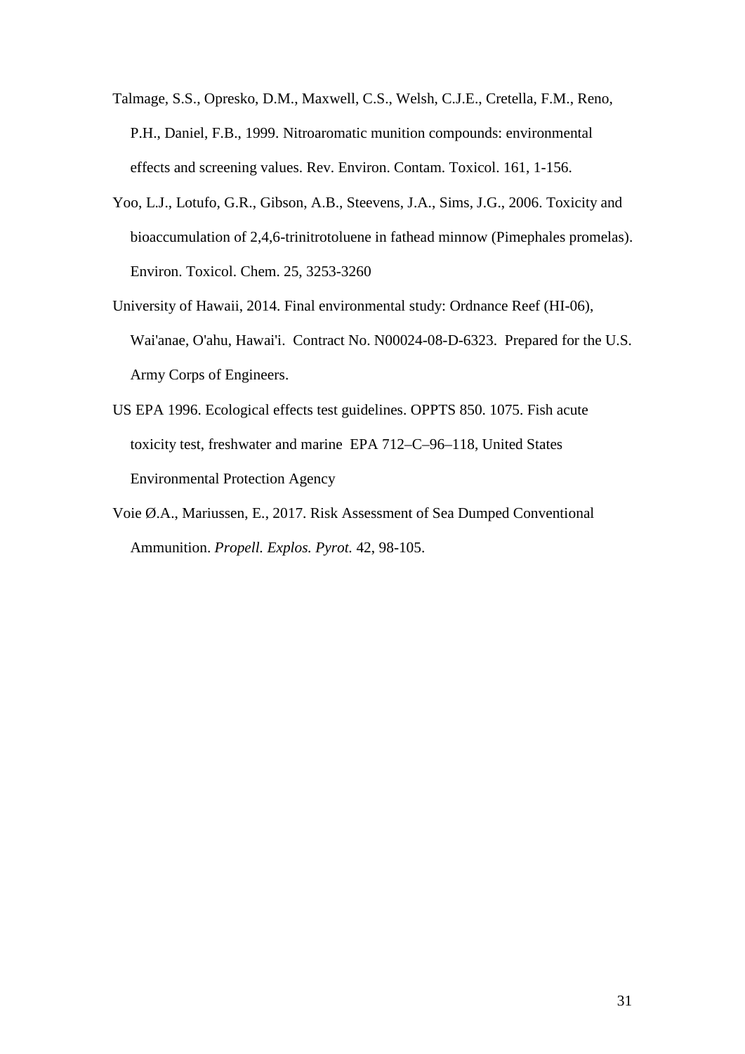Talmage, S.S., Opresko, D.M., Maxwell, C.S., Welsh, C.J.E., Cretella, F.M., Reno, P.H., Daniel, F.B., 1999. Nitroaromatic munition compounds: environmental effects and screening values. Rev. Environ. Contam. Toxicol. 161, 1-156.

Yoo, L.J., Lotufo, G.R., Gibson, A.B., Steevens, J.A., Sims, J.G., 2006. Toxicity and bioaccumulation of 2,4,6-trinitrotoluene in fathead minnow (Pimephales promelas). Environ. Toxicol. Chem. 25, 3253-3260

University of Hawaii, 2014. Final environmental study: Ordnance Reef (HI-06), Wai'anae, O'ahu, Hawai'i. Contract No. N00024-08-D-6323. Prepared for the U.S. Army Corps of Engineers.

US EPA 1996. Ecological effects test guidelines. OPPTS 850. 1075. Fish acute toxicity test, freshwater and marine EPA 712–C–96–118, United States Environmental Protection Agency

Voie Ø.A., Mariussen, E., 2017. Risk Assessment of Sea Dumped Conventional Ammunition. *Propell. Explos. Pyrot.* 42, 98-105.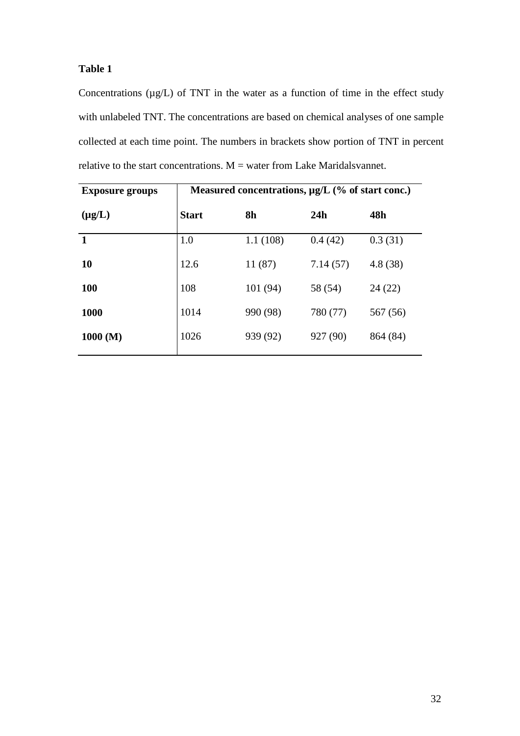**Table 1**

Concentrations (µg/L) of TNT in the water as a function of time in the effect study with unlabeled TNT. The concentrations are based on chemical analyses of one sample collected at each time point. The numbers in brackets show portion of TNT in percent relative to the start concentrations. M = water from Lake Maridalsvannet.

| **Exposure groups** | **Measured concentrations, µg/L (% of start conc.)** | | | |
|---|---|---|---|---|
| **(µg/L)** | **Start** | **8h** | **24h** | **48h** |
| **1** | 1.0 | 1.1 (108) | 0.4 (42) | 0.3 (31) |
| **10** | 12.6 | 11 (87) | 7.14 (57) | 4.8 (38) |
| **100** | 108 | 101 (94) | 58 (54) | 24 (22) |
| **1000** | 1014 | 990 (98) | 780 (77) | 567 (56) |
| **1000 (M)** | 1026 | 939 (92) | 927 (90) | 864 (84) |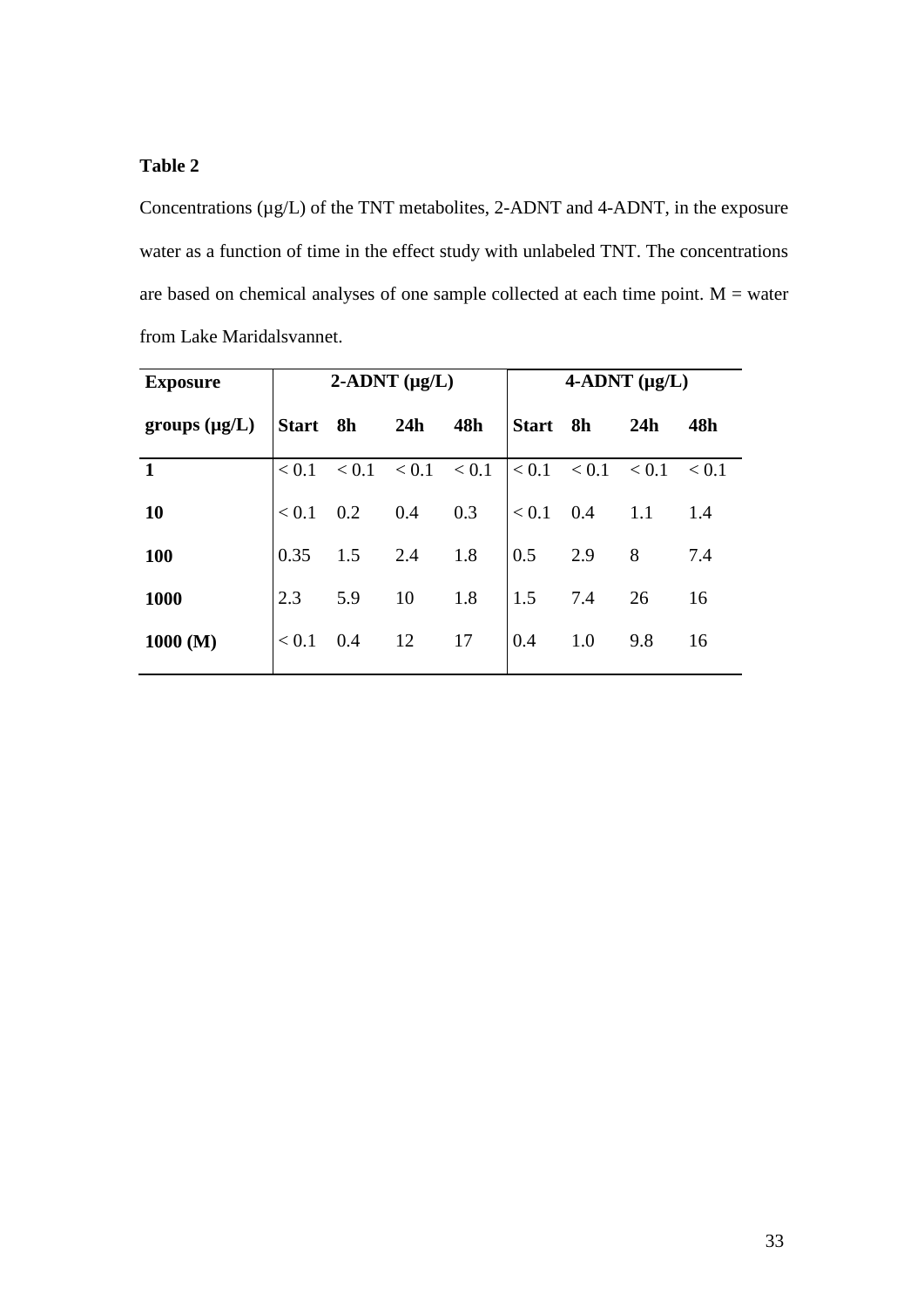**Table 2**

Concentrations (µg/L) of the TNT metabolites, 2-ADNT and 4-ADNT, in the exposure water as a function of time in the effect study with unlabeled TNT. The concentrations are based on chemical analyses of one sample collected at each time point. M = water from Lake Maridalsvannet.

| **Exposure** | **2-ADNT (µg/L)** | | | | **4-ADNT (µg/L)** | | | |
|---|---|---|---|---|---|---|---|---|
| **groups (µg/L)** | **Start** | **8h** | **24h** | **48h** | **Start** | **8h** | **24h** | **48h** |
| **1** | < 0.1 | < 0.1 | < 0.1 | < 0.1 | < 0.1 | < 0.1 | < 0.1 | < 0.1 |
| **10** | < 0.1 | 0.2 | 0.4 | 0.3 | < 0.1 | 0.4 | 1.1 | 1.4 |
| **100** | 0.35 | 1.5 | 2.4 | 1.8 | 0.5 | 2.9 | 8 | 7.4 |
| **1000** | 2.3 | 5.9 | 10 | 1.8 | 1.5 | 7.4 | 26 | 16 |
| **1000 (M)** | < 0.1 | 0.4 | 12 | 17 | 0.4 | 1.0 | 9.8 | 16 |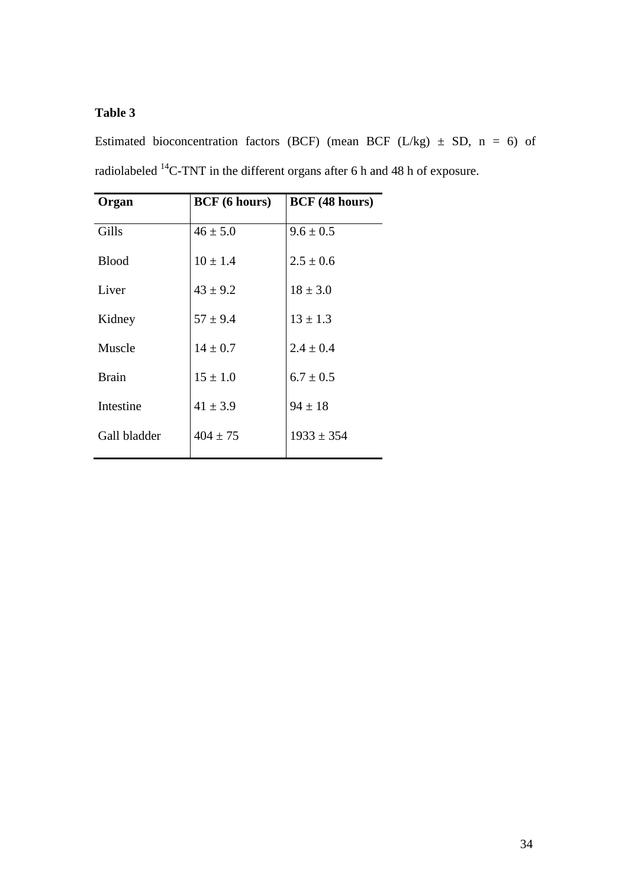**Table 3**

Estimated bioconcentration factors (BCF) (mean BCF (L/kg) ± SD, n = 6) of radiolabeled $^{14}C$-TNT in the different organs after 6 h and 48 h of exposure.

| Organ | BCF (6 hours) | BCF (48 hours) |
|---|---|---|
| Gills | 46 ± 5.0 | 9.6 ± 0.5 |
| Blood | 10 ± 1.4 | 2.5 ± 0.6 |
| Liver | 43 ± 9.2 | 18 ± 3.0 |
| Kidney | 57 ± 9.4 | 13 ± 1.3 |
| Muscle | 14 ± 0.7 | 2.4 ± 0.4 |
| Brain | 15 ± 1.0 | 6.7 ± 0.5 |
| Intestine | 41 ± 3.9 | 94 ± 18 |
| Gall bladder | 404 ± 75 | 1933 ± 354 |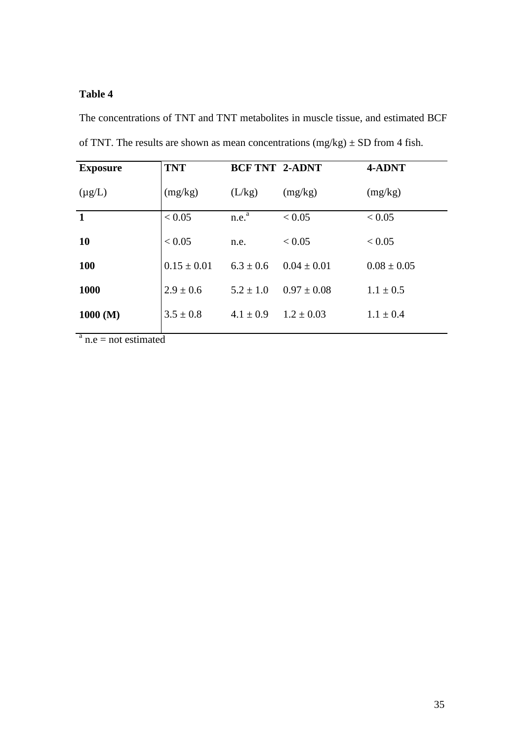**Table 4**

The concentrations of TNT and TNT metabolites in muscle tissue, and estimated BCF of TNT. The results are shown as mean concentrations (mg/kg) ± SD from 4 fish.

| Exposure (µg/L) | TNT (mg/kg) | BCF TNT (L/kg) | 2-ADNT (mg/kg) | 4-ADNT (mg/kg) |
|---|---|---|---|---|
| **1** | < 0.05 | n.e.[a] | < 0.05 | < 0.05 |
| **10** | < 0.05 | n.e. | < 0.05 | < 0.05 |
| **100** | 0.15 ± 0.01 | 6.3 ± 0.6 | 0.04 ± 0.01 | 0.08 ± 0.05 |
| **1000** | 2.9 ± 0.6 | 5.2 ± 1.0 | 0.97 ± 0.08 | 1.1 ± 0.5 |
| **1000 (M)** | 3.5 ± 0.8 | 4.1 ± 0.9 | 1.2 ± 0.03 | 1.1 ± 0.4 |

[a] n.e = not estimated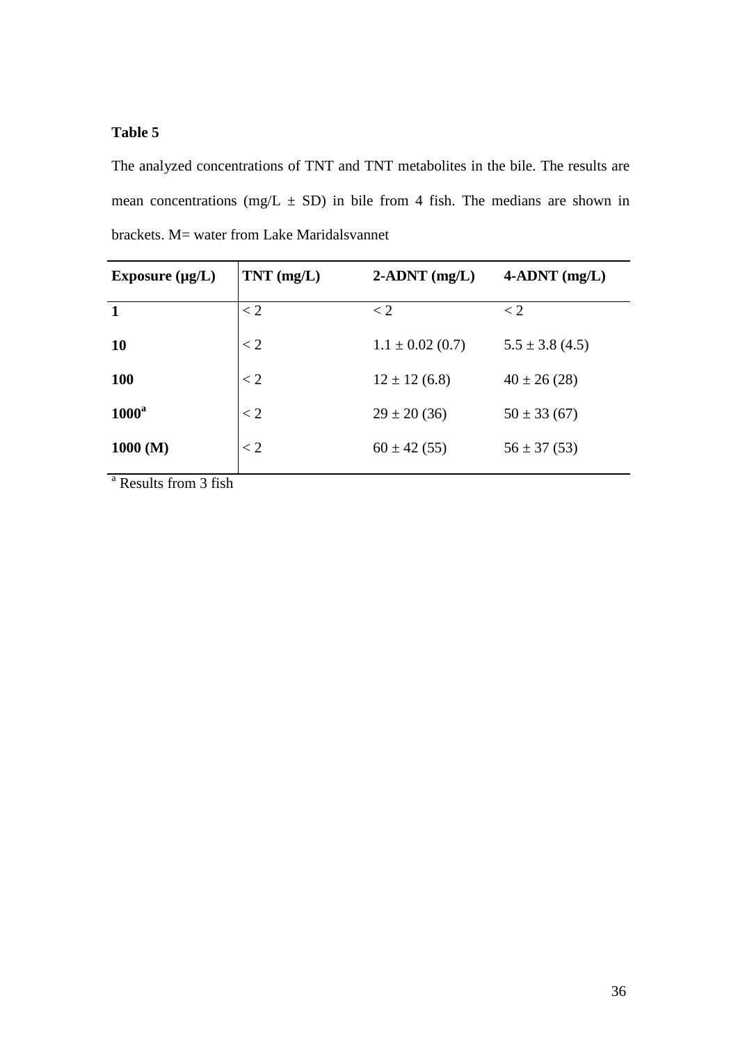**Table 5**

The analyzed concentrations of TNT and TNT metabolites in the bile. The results are mean concentrations (mg/L ± SD) in bile from 4 fish. The medians are shown in brackets. M= water from Lake Maridalsvannet

| Exposure (µg/L) | TNT (mg/L) | 2-ADNT (mg/L) | 4-ADNT (mg/L) |
|---|---|---|---|
| **1** | < 2 | < 2 | < 2 |
| **10** | < 2 | 1.1 ± 0.02 (0.7) | 5.5 ± 3.8 (4.5) |
| **100** | < 2 | 12 ± 12 (6.8) | 40 ± 26 (28) |
| **1000[a]** | < 2 | 29 ± 20 (36) | 50 ± 33 (67) |
| **1000 (M)** | < 2 | 60 ± 42 (55) | 56 ± 37 (53) |

[a] Results from 3 fish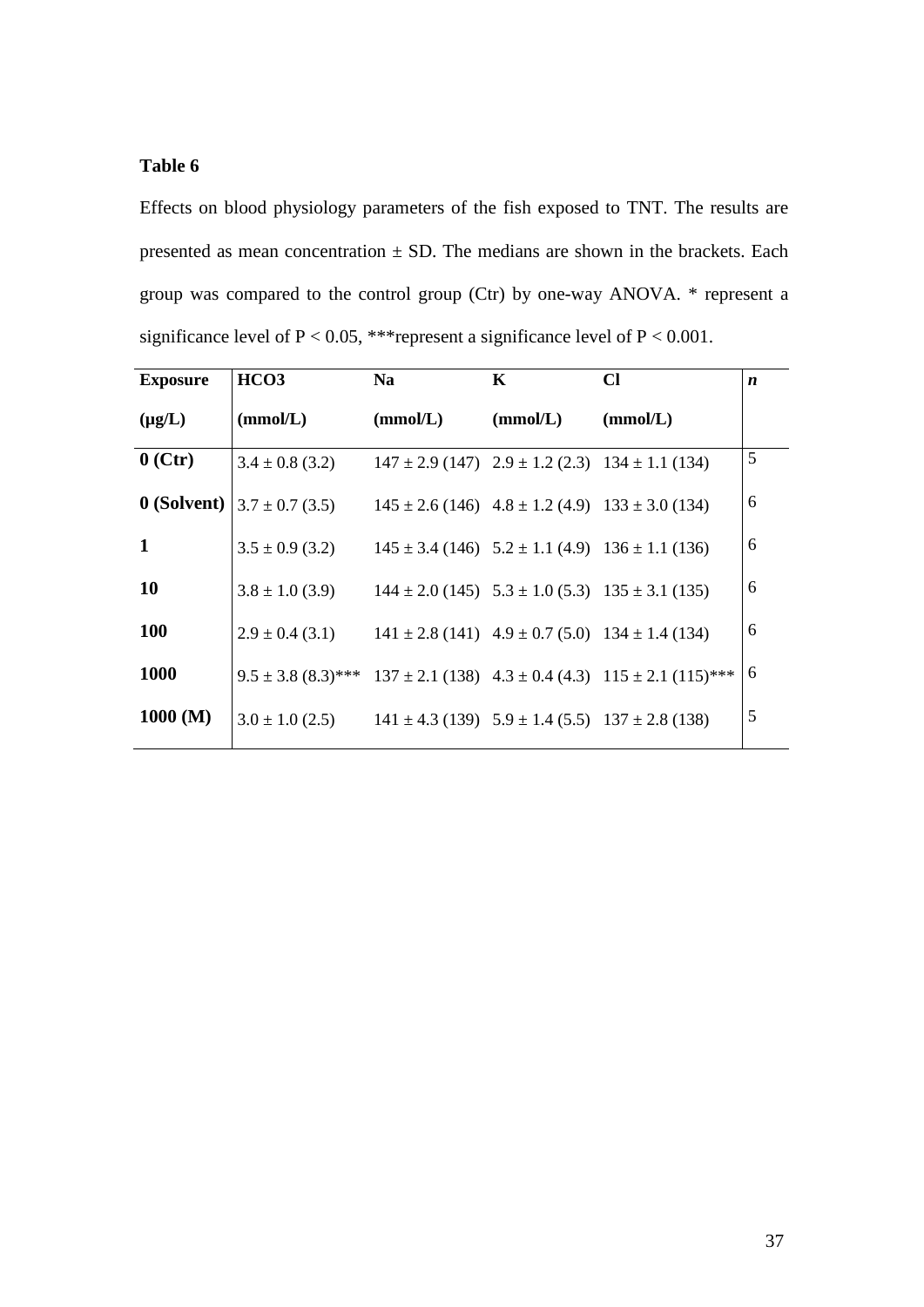**Table 6**

Effects on blood physiology parameters of the fish exposed to TNT. The results are presented as mean concentration ± SD. The medians are shown in the brackets. Each group was compared to the control group (Ctr) by one-way ANOVA. * represent a significance level of $P < 0.05$, ***represent a significance level of $P < 0.001$.

| **Exposure (μg/L)** | **HCO3 (mmol/L)** | **Na (mmol/L)** | **K (mmol/L)** | **Cl (mmol/L)** | ***n*** |
|---|---|---|---|---|---|
| **0 (Ctr)** | 3.4 ± 0.8 (3.2) | 147 ± 2.9 (147) | 2.9 ± 1.2 (2.3) | 134 ± 1.1 (134) | 5 |
| **0 (Solvent)** | 3.7 ± 0.7 (3.5) | 145 ± 2.6 (146) | 4.8 ± 1.2 (4.9) | 133 ± 3.0 (134) | 6 |
| **1** | 3.5 ± 0.9 (3.2) | 145 ± 3.4 (146) | 5.2 ± 1.1 (4.9) | 136 ± 1.1 (136) | 6 |
| **10** | 3.8 ± 1.0 (3.9) | 144 ± 2.0 (145) | 5.3 ± 1.0 (5.3) | 135 ± 3.1 (135) | 6 |
| **100** | 2.9 ± 0.4 (3.1) | 141 ± 2.8 (141) | 4.9 ± 0.7 (5.0) | 134 ± 1.4 (134) | 6 |
| **1000** | 9.5 ± 3.8 (8.3)*** | 137 ± 2.1 (138) | 4.3 ± 0.4 (4.3) | 115 ± 2.1 (115)*** | 6 |
| **1000 (M)** | 3.0 ± 1.0 (2.5) | 141 ± 4.3 (139) | 5.9 ± 1.4 (5.5) | 137 ± 2.8 (138) | 5 |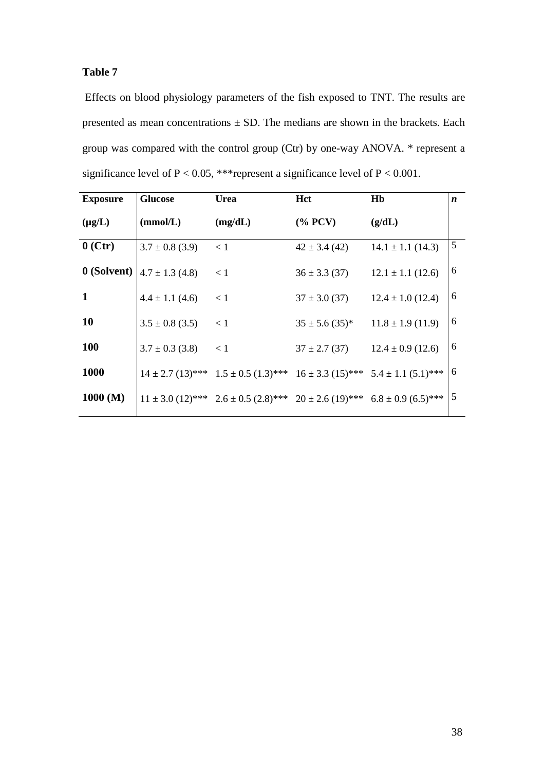**Table 7**

Effects on blood physiology parameters of the fish exposed to TNT. The results are presented as mean concentrations ± SD. The medians are shown in the brackets. Each group was compared with the control group (Ctr) by one-way ANOVA. * represent a significance level of $P < 0.05$, ***represent a significance level of $P < 0.001$.

| **Exposure** (μg/L) | **Glucose** (mmol/L) | **Urea** (mg/dL) | **Hct** (% PCV) | **Hb** (g/dL) | ***n*** |
|---|---|---|---|---|---|
| **0 (Ctr)** | 3.7 ± 0.8 (3.9) | < 1 | 42 ± 3.4 (42) | 14.1 ± 1.1 (14.3) | 5 |
| **0 (Solvent)** | 4.7 ± 1.3 (4.8) | < 1 | 36 ± 3.3 (37) | 12.1 ± 1.1 (12.6) | 6 |
| **1** | 4.4 ± 1.1 (4.6) | < 1 | 37 ± 3.0 (37) | 12.4 ± 1.0 (12.4) | 6 |
| **10** | 3.5 ± 0.8 (3.5) | < 1 | 35 ± 5.6 (35)* | 11.8 ± 1.9 (11.9) | 6 |
| **100** | 3.7 ± 0.3 (3.8) | < 1 | 37 ± 2.7 (37) | 12.4 ± 0.9 (12.6) | 6 |
| **1000** | 14 ± 2.7 (13)*** | 1.5 ± 0.5 (1.3)*** | 16 ± 3.3 (15)*** | 5.4 ± 1.1 (5.1)*** | 6 |
| **1000 (M)** | 11 ± 3.0 (12)*** | 2.6 ± 0.5 (2.8)*** | 20 ± 2.6 (19)*** | 6.8 ± 0.9 (6.5)*** | 5 |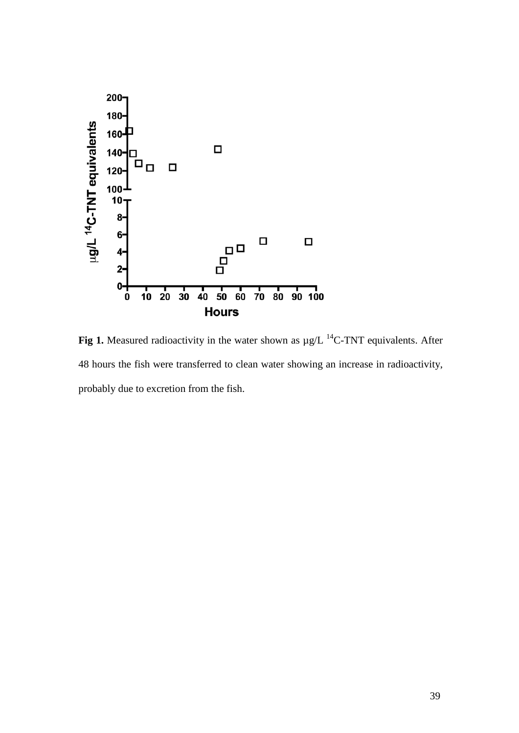**Fig 1.** Measured radioactivity in the water shown as µg/L $^{14}$C-TNT equivalents. After 48 hours the fish were transferred to clean water showing an increase in radioactivity, probably due to excretion from the fish.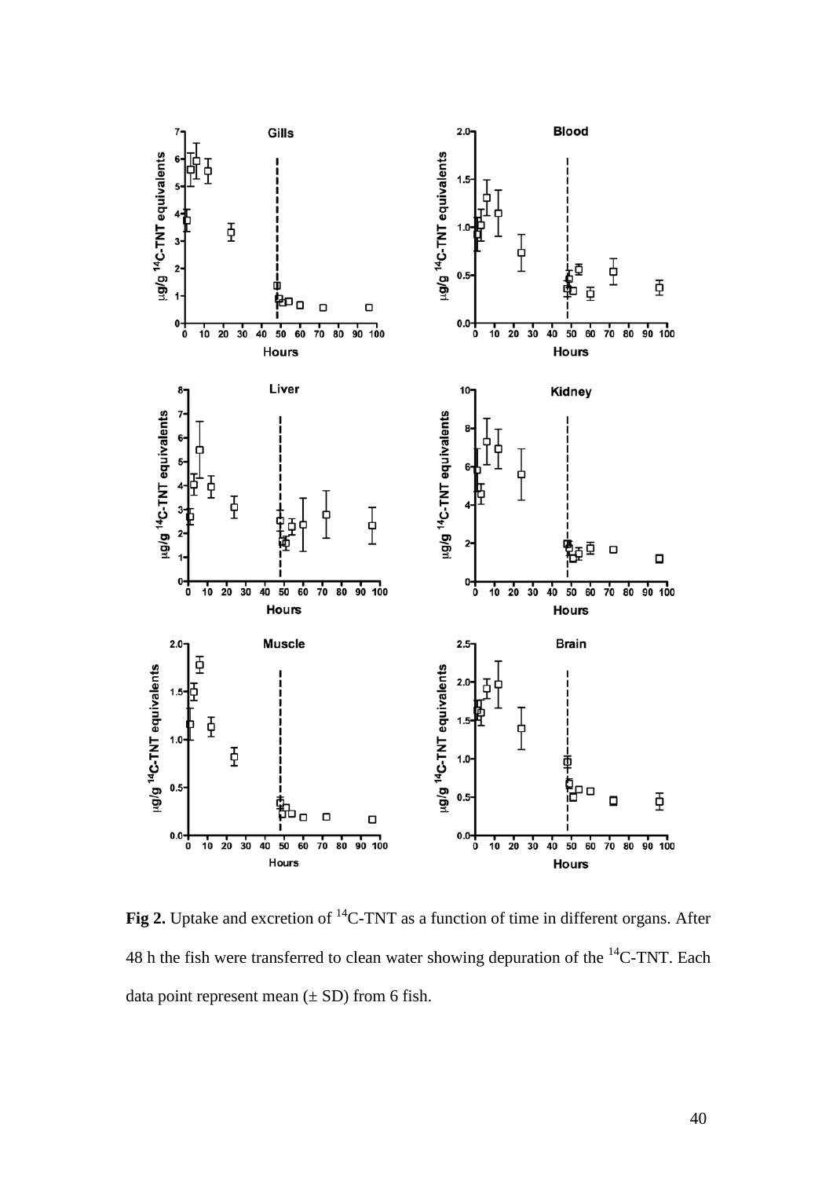**Fig 2.** Uptake and excretion of $^{14}$C-TNT as a function of time in different organs. After 48 h the fish were transferred to clean water showing depuration of the $^{14}$C-TNT. Each data point represent mean (± SD) from 6 fish.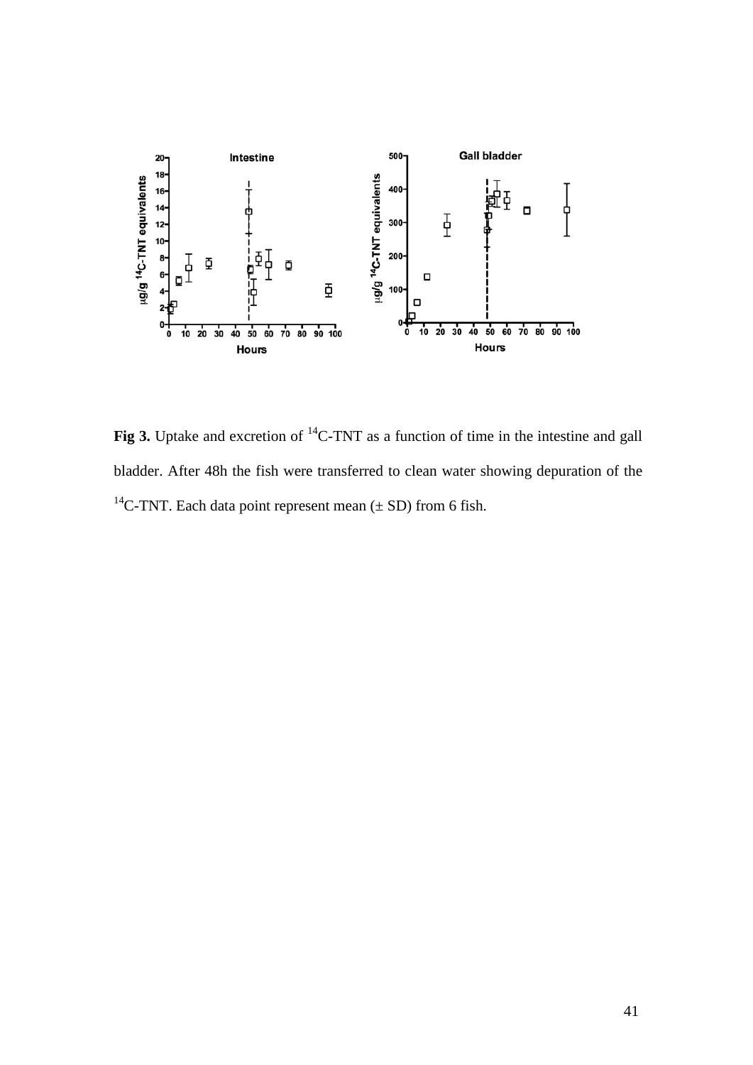**Fig 3.** Uptake and excretion of $^{14}$C-TNT as a function of time in the intestine and gall bladder. After 48h the fish were transferred to clean water showing depuration of the $^{14}$C-TNT. Each data point represent mean (± SD) from 6 fish.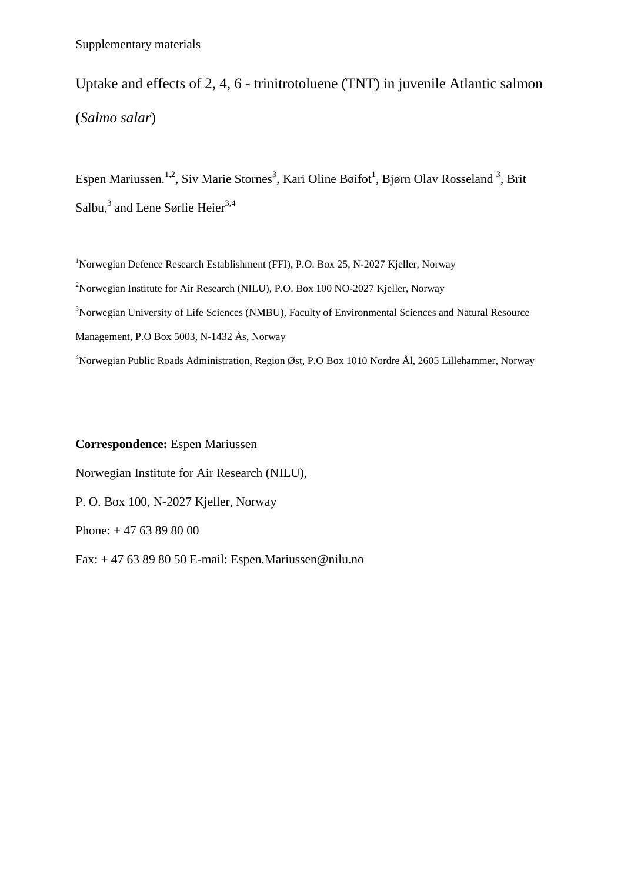Supplementary materials

# Uptake and effects of 2, 4, 6 - trinitrotoluene (TNT) in juvenile Atlantic salmon (*Salmo salar*)

Espen Mariussen.[1,2], Siv Marie Stornes[3], Kari Oline Bøifot[1], Bjørn Olav Rosseland [3], Brit Salbu,[3] and Lene Sørlie Heier[3,4]

[1]Norwegian Defence Research Establishment (FFI), P.O. Box 25, N-2027 Kjeller, Norway

[2]Norwegian Institute for Air Research (NILU), P.O. Box 100 NO-2027 Kjeller, Norway

[3]Norwegian University of Life Sciences (NMBU), Faculty of Environmental Sciences and Natural Resource Management, P.O Box 5003, N-1432 Ås, Norway

[4]Norwegian Public Roads Administration, Region Øst, P.O Box 1010 Nordre Ål, 2605 Lillehammer, Norway

**Correspondence:** Espen Mariussen

Norwegian Institute for Air Research (NILU),

P. O. Box 100, N-2027 Kjeller, Norway

Phone: + 47 63 89 80 00

Fax: + 47 63 89 80 50 E-mail: Espen.Mariussen@nilu.no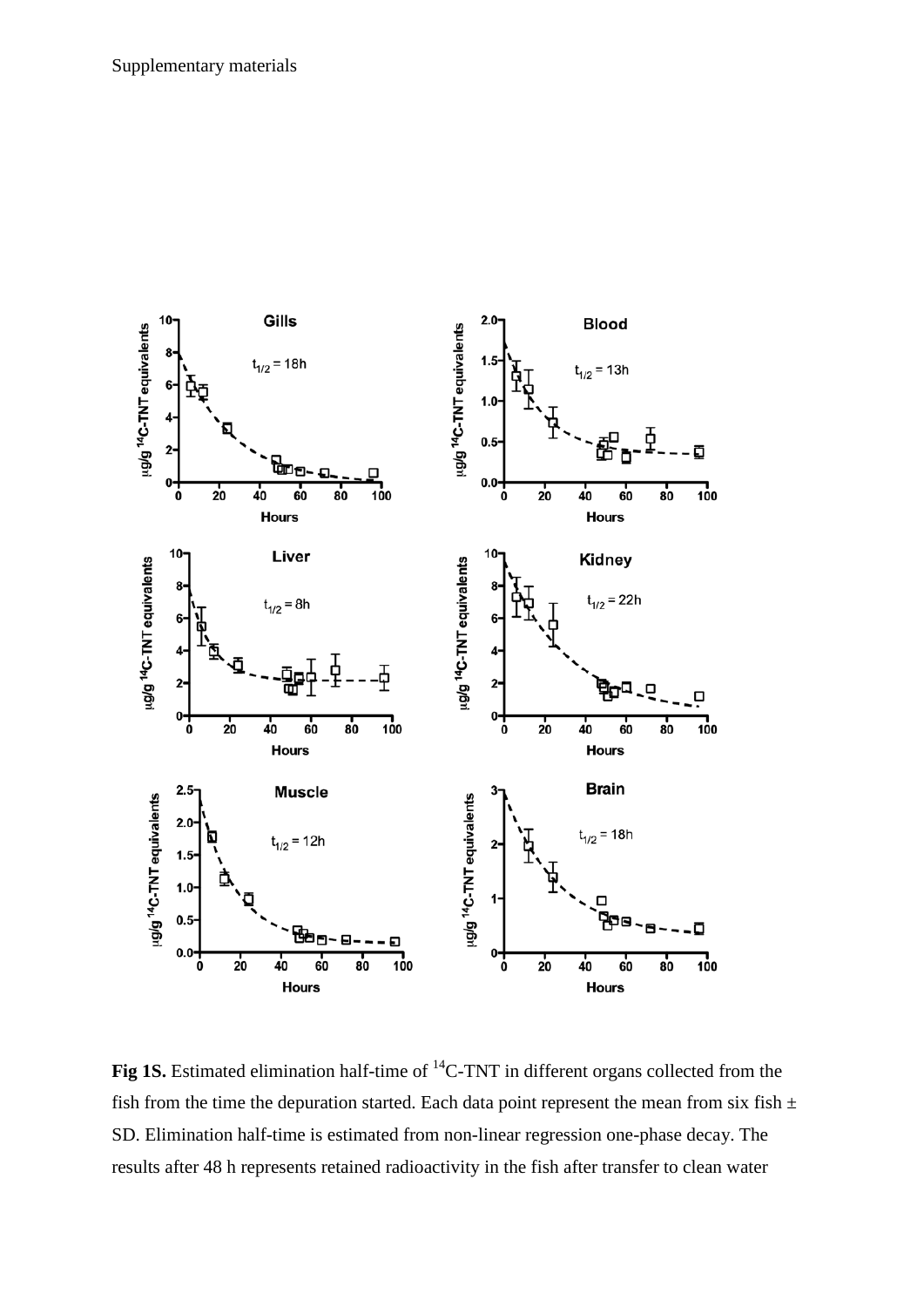Supplementary materials

**Fig 1S.** Estimated elimination half-time of $^{14}C$-TNT in different organs collected from the fish from the time the depuration started. Each data point represent the mean from six fish ± SD. Elimination half-time is estimated from non-linear regression one-phase decay. The results after 48 h represents retained radioactivity in the fish after transfer to clean water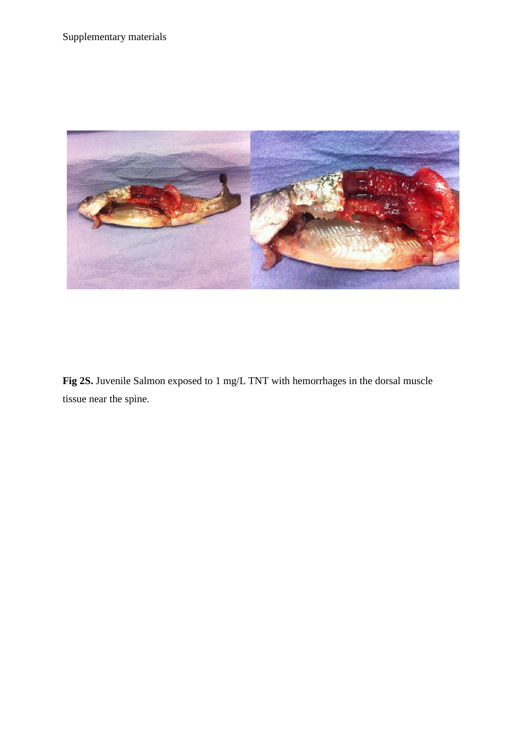Supplementary materials

**Fig 2S.** Juvenile Salmon exposed to 1 mg/L TNT with hemorrhages in the dorsal muscle tissue near the spine.